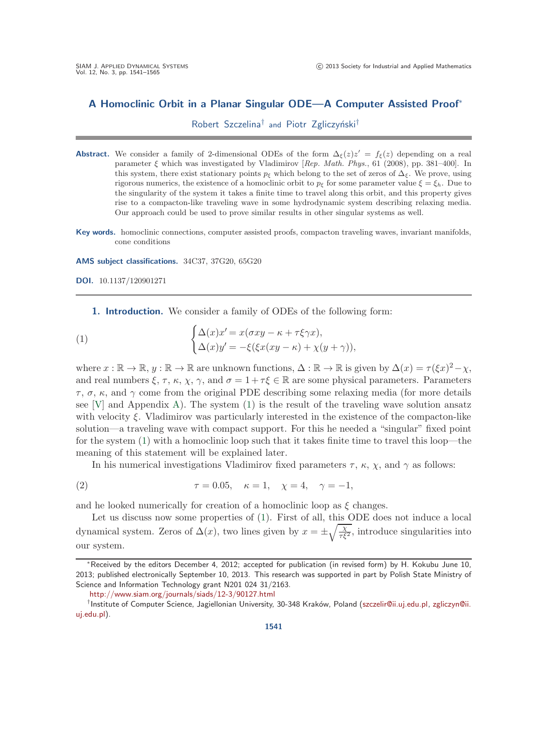# A Homoclinic Orbit in a Planar Singular ODE—A Computer Assisted Proof*

Robert Szczelina† and Piotr Zgliczyński†

**Abstract.** We consider a family of 2-dimensional ODEs of the form $\Delta_\xi(z)z' = f_\xi(z)$ depending on a real parameter $\xi$ which was investigated by Vladimirov [*Rep. Math. Phys.*, 61 (2008), pp. 381–400]. In this system, there exist stationary points $p_\xi$ which belong to the set of zeros of $\Delta_\xi$. We prove, using rigorous numerics, the existence of a homoclinic orbit to $p_\xi$ for some parameter value $\xi = \xi_h$. Due to the singularity of the system it takes a finite time to travel along this orbit, and this property gives rise to a compacton-like traveling wave in some hydrodynamic system describing relaxing media. Our approach could be used to prove similar results in other singular systems as well.

**Key words.** homoclinic connections, computer assisted proofs, compacton traveling waves, invariant manifolds, cone conditions

**AMS subject classifications.** 34C37, 37G20, 65G20

**DOI.** 10.1137/120901271

## 1. Introduction.

We consider a family of ODEs of the following form:

$$
\begin{cases} \Delta(x)x' = x(\sigma xy - \kappa + \tau\xi\gamma x), \\ \Delta(x)y' = -\xi(\xi x(xy - \kappa) + \chi(y + \gamma)), \end{cases} \tag{1}
$$

where $x : \mathbb{R} \to \mathbb{R}$, $y : \mathbb{R} \to \mathbb{R}$ are unknown functions, $\Delta : \mathbb{R} \to \mathbb{R}$ is given by $\Delta(x) = \tau(\xi x)^2 - \chi$, and real numbers $\xi$, $\tau$, $\kappa$, $\chi$, $\gamma$, and $\sigma = 1 + \tau\xi \in \mathbb{R}$ are some physical parameters. Parameters $\tau$, $\sigma$, $\kappa$, and $\gamma$ come from the original PDE describing some relaxing media (for more details see [V] and Appendix A). The system (1) is the result of the traveling wave solution ansatz with velocity $\xi$. Vladimirov was particularly interested in the existence of the compacton-like solution—a traveling wave with compact support. For this he needed a "singular" fixed point for the system (1) with a homoclinic loop such that it takes finite time to travel this loop—the meaning of this statement will be explained later.

In his numerical investigations Vladimirov fixed parameters $\tau$, $\kappa$, $\chi$, and $\gamma$ as follows:

$$
\tau = 0.05, \quad \kappa = 1, \quad \chi = 4, \quad \gamma = -1, \tag{2}
$$

and he looked numerically for creation of a homoclinic loop as $\xi$ changes.

Let us discuss now some properties of (1). First of all, this ODE does not induce a local dynamical system. Zeros of $\Delta(x)$, two lines given by $x = \pm\sqrt{\frac{\chi}{\tau\xi^2}}$, introduce singularities into our system.

---

*Received by the editors December 4, 2012; accepted for publication (in revised form) by H. Kokubu June 10, 2013; published electronically September 10, 2013. This research was supported in part by Polish State Ministry of Science and Information Technology grant N201 024 31/2163.

http://www.siam.org/journals/siads/12-3/90127.html

†Institute of Computer Science, Jagiellonian University, 30-348 Kraków, Poland (szczelir@ii.uj.edu.pl, zgliczyn@ii.uj.edu.pl).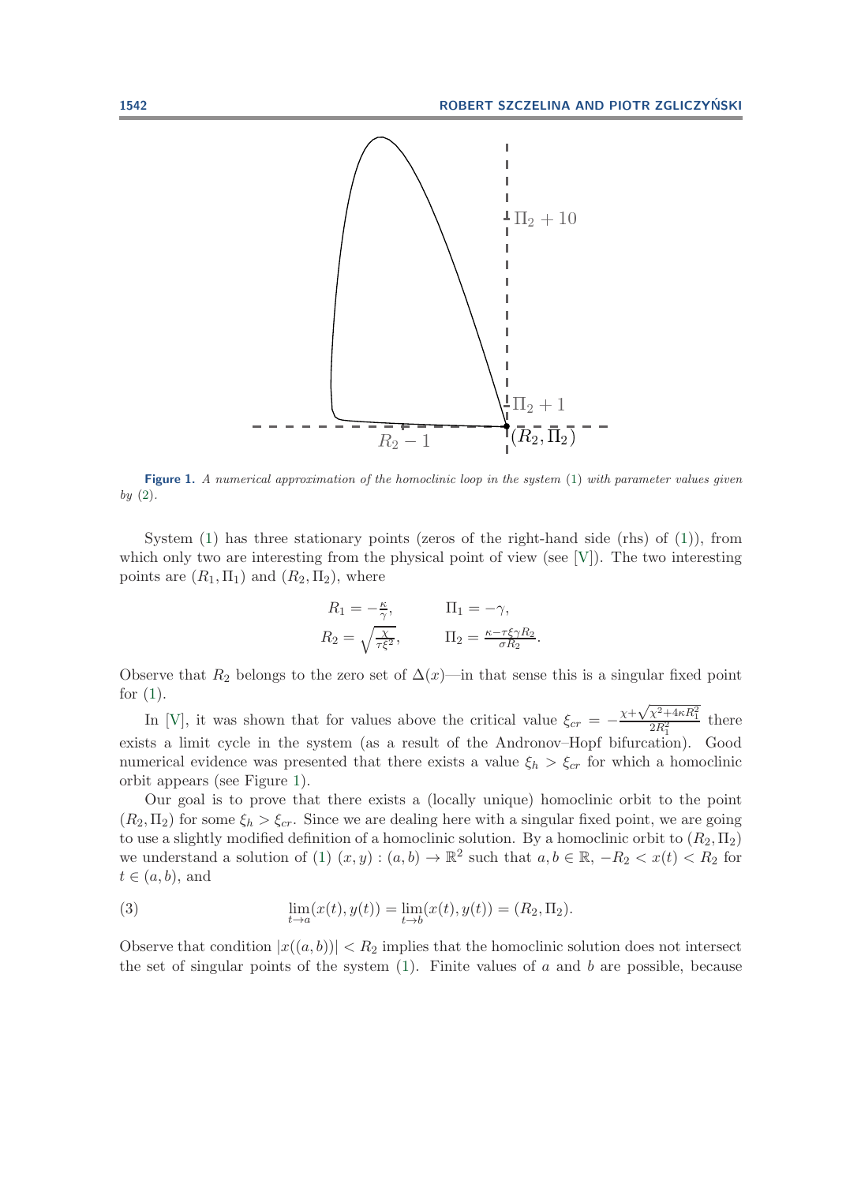**Figure 1.** *A numerical approximation of the homoclinic loop in the system* (1) *with parameter values given by* (2)*.*

System (1) has three stationary points (zeros of the right-hand side (rhs) of (1)), from which only two are interesting from the physical point of view (see [V]). The two interesting points are $(R_1, \Pi_1)$ and $(R_2, \Pi_2)$, where

$$R_1 = -\frac{\kappa}{\gamma}, \qquad \Pi_1 = -\gamma,$$
$$R_2 = \sqrt{\frac{\chi}{\tau\xi^2}}, \qquad \Pi_2 = \frac{\kappa - \tau\xi\gamma R_2}{\sigma R_2}.$$

Observe that $R_2$ belongs to the zero set of $\Delta(x)$—in that sense this is a singular fixed point for (1).

In [V], it was shown that for values above the critical value $\xi_{cr} = -\frac{\chi+\sqrt{\chi^2+4\kappa R_1^2}}{2R_1^2}$ there exists a limit cycle in the system (as a result of the Andronov–Hopf bifurcation). Good numerical evidence was presented that there exists a value $\xi_h > \xi_{cr}$ for which a homoclinic orbit appears (see Figure 1).

Our goal is to prove that there exists a (locally unique) homoclinic orbit to the point $(R_2, \Pi_2)$ for some $\xi_h > \xi_{cr}$. Since we are dealing here with a singular fixed point, we are going to use a slightly modified definition of a homoclinic solution. By a homoclinic orbit to $(R_2, \Pi_2)$ we understand a solution of (1) $(x, y) : (a, b) \to \mathbb{R}^2$ such that $a, b \in \mathbb{R}$, $-R_2 < x(t) < R_2$ for $t \in (a, b)$, and

$$\lim_{t\to a}(x(t), y(t)) = \lim_{t\to b}(x(t), y(t)) = (R_2, \Pi_2). \tag{3}$$

Observe that condition $|x((a, b))| < R_2$ implies that the homoclinic solution does not intersect the set of singular points of the system (1). Finite values of $a$ and $b$ are possible, because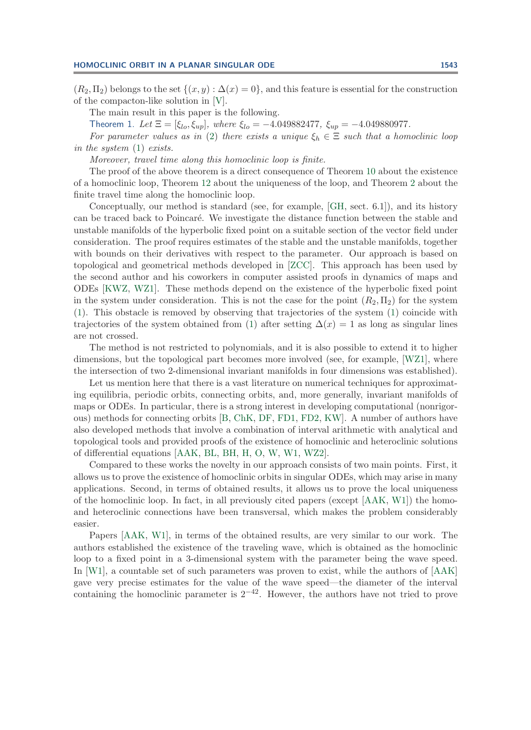$(R_2, \Pi_2)$ belongs to the set $\{(x, y) : \Delta(x) = 0\}$, and this feature is essential for the construction of the compacton-like solution in [V].

The main result in this paper is the following.

Theorem 1. *Let $\Xi = [\xi_{lo}, \xi_{up}]$, where $\xi_{lo} = -4.049882477$, $\xi_{up} = -4.049880977$.*

*For parameter values as in (2) there exists a unique $\xi_h \in \Xi$ such that a homoclinic loop in the system (1) exists.*

*Moreover, travel time along this homoclinic loop is finite.*

The proof of the above theorem is a direct consequence of Theorem 10 about the existence of a homoclinic loop, Theorem 12 about the uniqueness of the loop, and Theorem 2 about the finite travel time along the homoclinic loop.

Conceptually, our method is standard (see, for example, [GH, sect. 6.1]), and its history can be traced back to Poincaré. We investigate the distance function between the stable and unstable manifolds of the hyperbolic fixed point on a suitable section of the vector field under consideration. The proof requires estimates of the stable and the unstable manifolds, together with bounds on their derivatives with respect to the parameter. Our approach is based on topological and geometrical methods developed in [ZCC]. This approach has been used by the second author and his coworkers in computer assisted proofs in dynamics of maps and ODEs [KWZ, WZ1]. These methods depend on the existence of the hyperbolic fixed point in the system under consideration. This is not the case for the point $(R_2, \Pi_2)$ for the system (1). This obstacle is removed by observing that trajectories of the system (1) coincide with trajectories of the system obtained from (1) after setting $\Delta(x) = 1$ as long as singular lines are not crossed.

The method is not restricted to polynomials, and it is also possible to extend it to higher dimensions, but the topological part becomes more involved (see, for example, [WZ1], where the intersection of two 2-dimensional invariant manifolds in four dimensions was established).

Let us mention here that there is a vast literature on numerical techniques for approximating equilibria, periodic orbits, connecting orbits, and, more generally, invariant manifolds of maps or ODEs. In particular, there is a strong interest in developing computational (nonrigorous) methods for connecting orbits [B, ChK, DF, FD1, FD2, KW]. A number of authors have also developed methods that involve a combination of interval arithmetic with analytical and topological tools and provided proofs of the existence of homoclinic and heteroclinic solutions of differential equations [AAK, BL, BH, H, O, W, W1, WZ2].

Compared to these works the novelty in our approach consists of two main points. First, it allows us to prove the existence of homoclinic orbits in singular ODEs, which may arise in many applications. Second, in terms of obtained results, it allows us to prove the local uniqueness of the homoclinic loop. In fact, in all previously cited papers (except [AAK, W1]) the homo- and heteroclinic connections have been transversal, which makes the problem considerably easier.

Papers [AAK, W1], in terms of the obtained results, are very similar to our work. The authors established the existence of the traveling wave, which is obtained as the homoclinic loop to a fixed point in a 3-dimensional system with the parameter being the wave speed. In [W1], a countable set of such parameters was proven to exist, while the authors of [AAK] gave very precise estimates for the value of the wave speed—the diameter of the interval containing the homoclinic parameter is $2^{-42}$. However, the authors have not tried to prove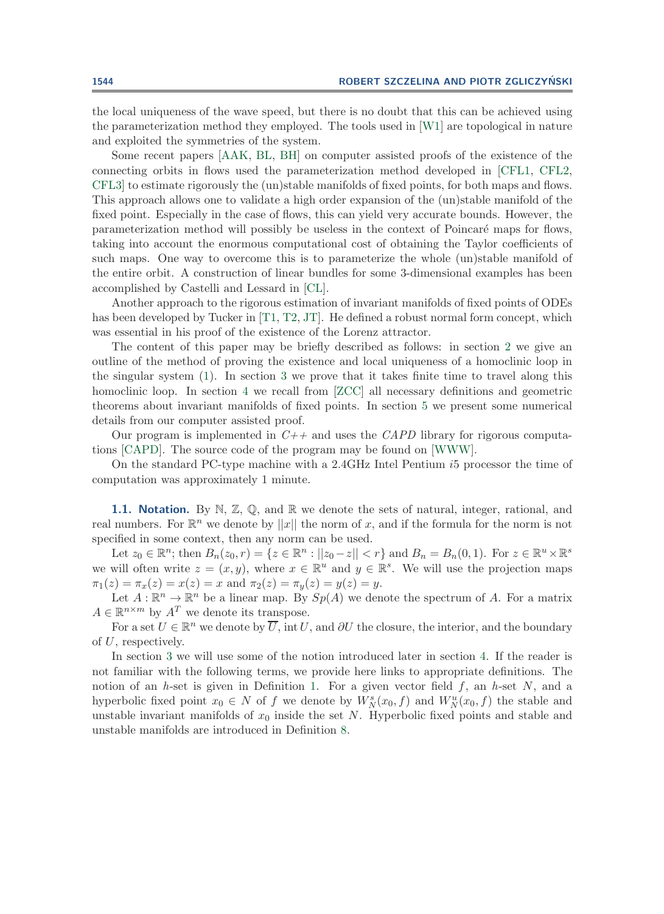the local uniqueness of the wave speed, but there is no doubt that this can be achieved using the parameterization method they employed. The tools used in [W1] are topological in nature and exploited the symmetries of the system.

Some recent papers [AAK, BL, BH] on computer assisted proofs of the existence of the connecting orbits in flows used the parameterization method developed in [CFL1, CFL2, CFL3] to estimate rigorously the (un)stable manifolds of fixed points, for both maps and flows. This approach allows one to validate a high order expansion of the (un)stable manifold of the fixed point. Especially in the case of flows, this can yield very accurate bounds. However, the parameterization method will possibly be useless in the context of Poincaré maps for flows, taking into account the enormous computational cost of obtaining the Taylor coefficients of such maps. One way to overcome this is to parameterize the whole (un)stable manifold of the entire orbit. A construction of linear bundles for some 3-dimensional examples has been accomplished by Castelli and Lessard in [CL].

Another approach to the rigorous estimation of invariant manifolds of fixed points of ODEs has been developed by Tucker in [T1, T2, JT]. He defined a robust normal form concept, which was essential in his proof of the existence of the Lorenz attractor.

The content of this paper may be briefly described as follows: in section 2 we give an outline of the method of proving the existence and local uniqueness of a homoclinic loop in the singular system (1). In section 3 we prove that it takes finite time to travel along this homoclinic loop. In section 4 we recall from [ZCC] all necessary definitions and geometric theorems about invariant manifolds of fixed points. In section 5 we present some numerical details from our computer assisted proof.

Our program is implemented in *C++* and uses the *CAPD* library for rigorous computations [CAPD]. The source code of the program may be found on [WWW].

On the standard PC-type machine with a 2.4GHz Intel Pentium *i*5 processor the time of computation was approximately 1 minute.

### 1.1. Notation.

By $\mathbb{N}$, $\mathbb{Z}$, $\mathbb{Q}$, and $\mathbb{R}$ we denote the sets of natural, integer, rational, and real numbers. For $\mathbb{R}^n$ we denote by $||x||$ the norm of $x$, and if the formula for the norm is not specified in some context, then any norm can be used.

Let $z_0 \in \mathbb{R}^n$; then $B_n(z_0, r) = \{z \in \mathbb{R}^n : ||z_0 - z|| < r\}$ and $B_n = B_n(0, 1)$. For $z \in \mathbb{R}^u \times \mathbb{R}^s$ we will often write $z = (x, y)$, where $x \in \mathbb{R}^u$ and $y \in \mathbb{R}^s$. We will use the projection maps $\pi_1(z) = \pi_x(z) = x(z) = x$ and $\pi_2(z) = \pi_y(z) = y(z) = y$.

Let $A : \mathbb{R}^n \to \mathbb{R}^n$ be a linear map. By $Sp(A)$ we denote the spectrum of $A$. For a matrix $A \in \mathbb{R}^{n \times m}$ by $A^T$ we denote its transpose.

For a set $U \in \mathbb{R}^n$ we denote by $\overline{U}$, $\operatorname{int} U$, and $\partial U$ the closure, the interior, and the boundary of $U$, respectively.

In section 3 we will use some of the notion introduced later in section 4. If the reader is not familiar with the following terms, we provide here links to appropriate definitions. The notion of an $h$-set is given in Definition 1. For a given vector field $f$, an $h$-set $N$, and a hyperbolic fixed point $x_0 \in N$ of $f$ we denote by $W^s_N(x_0, f)$ and $W^u_N(x_0, f)$ the stable and unstable invariant manifolds of $x_0$ inside the set $N$. Hyperbolic fixed points and stable and unstable manifolds are introduced in Definition 8.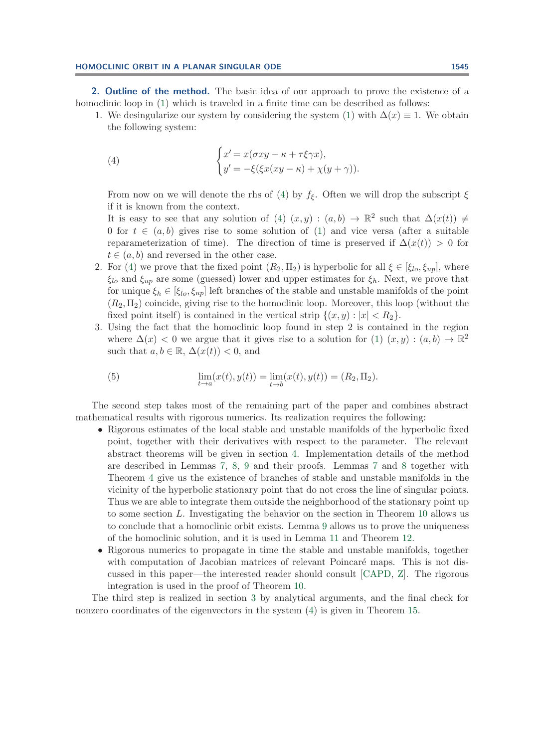## 2. Outline of the method.

The basic idea of our approach to prove the existence of a homoclinic loop in (1) which is traveled in a finite time can be described as follows:

1. We desingularize our system by considering the system (1) with $\Delta(x) \equiv 1$. We obtain the following system:

$$
\begin{cases} x' = x(\sigma x y - \kappa + \tau \xi \gamma x), \\ y' = -\xi(\xi x(xy - \kappa) + \chi(y + \gamma)). \end{cases} \tag{4}
$$

   From now on we will denote the rhs of (4) by $f_\xi$. Often we will drop the subscript $\xi$ if it is known from the context.
   It is easy to see that any solution of (4) $(x, y) : (a, b) \to \mathbb{R}^2$ such that $\Delta(x(t)) \neq 0$ for $t \in (a, b)$ gives rise to some solution of (1) and vice versa (after a suitable reparameterization of time). The direction of time is preserved if $\Delta(x(t)) > 0$ for $t \in (a, b)$ and reversed in the other case.

2. For (4) we prove that the fixed point $(R_2, \Pi_2)$ is hyperbolic for all $\xi \in [\xi_{lo}, \xi_{up}]$, where $\xi_{lo}$ and $\xi_{up}$ are some (guessed) lower and upper estimates for $\xi_h$. Next, we prove that for unique $\xi_h \in [\xi_{lo}, \xi_{up}]$ left branches of the stable and unstable manifolds of the point $(R_2, \Pi_2)$ coincide, giving rise to the homoclinic loop. Moreover, this loop (without the fixed point itself) is contained in the vertical strip $\{(x, y) : |x| < R_2\}$.

3. Using the fact that the homoclinic loop found in step 2 is contained in the region where $\Delta(x) < 0$ we argue that it gives rise to a solution for (1) $(x, y) : (a, b) \to \mathbb{R}^2$ such that $a, b \in \mathbb{R}$, $\Delta(x(t)) < 0$, and

$$
\lim_{t \to a} (x(t), y(t)) = \lim_{t \to b} (x(t), y(t)) = (R_2, \Pi_2). \tag{5}
$$

The second step takes most of the remaining part of the paper and combines abstract mathematical results with rigorous numerics. Its realization requires the following:

- Rigorous estimates of the local stable and unstable manifolds of the hyperbolic fixed point, together with their derivatives with respect to the parameter. The relevant abstract theorems will be given in section 4. Implementation details of the method are described in Lemmas 7, 8, 9 and their proofs. Lemmas 7 and 8 together with Theorem 4 give us the existence of branches of stable and unstable manifolds in the vicinity of the hyperbolic stationary point that do not cross the line of singular points. Thus we are able to integrate them outside the neighborhood of the stationary point up to some section $L$. Investigating the behavior on the section in Theorem 10 allows us to conclude that a homoclinic orbit exists. Lemma 9 allows us to prove the uniqueness of the homoclinic solution, and it is used in Lemma 11 and Theorem 12.
- Rigorous numerics to propagate in time the stable and unstable manifolds, together with computation of Jacobian matrices of relevant Poincaré maps. This is not discussed in this paper—the interested reader should consult [CAPD, Z]. The rigorous integration is used in the proof of Theorem 10.

The third step is realized in section 3 by analytical arguments, and the final check for nonzero coordinates of the eigenvectors in the system (4) is given in Theorem 15.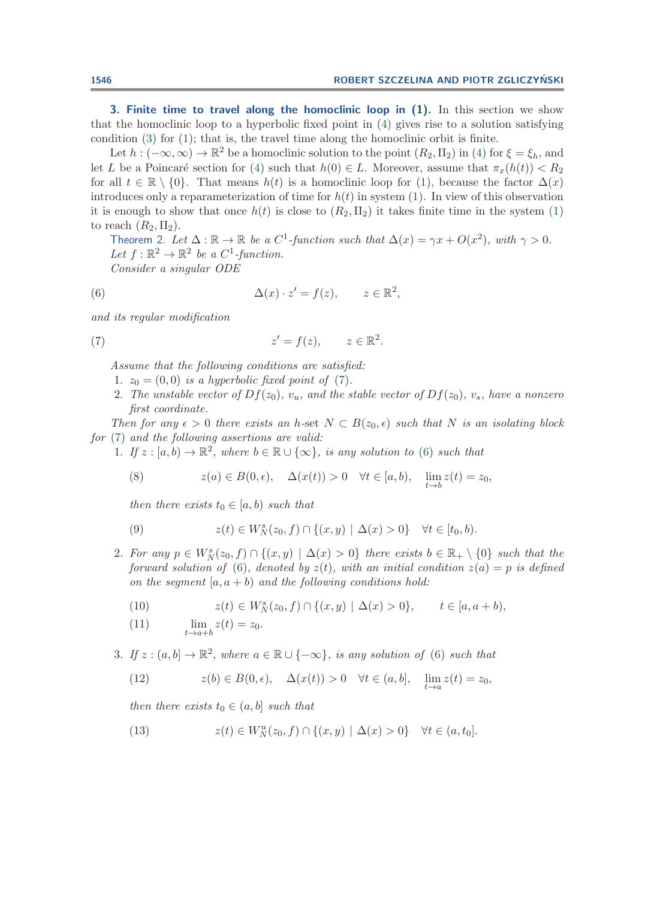## 3. Finite time to travel along the homoclinic loop in (1).

In this section we show that the homoclinic loop to a hyperbolic fixed point in (4) gives rise to a solution satisfying condition (3) for (1); that is, the travel time along the homoclinic orbit is finite.

Let $h : (-\infty, \infty) \to \mathbb{R}^2$ be a homoclinic solution to the point $(R_2, \Pi_2)$ in (4) for $\xi = \xi_h$, and let $L$ be a Poincaré section for (4) such that $h(0) \in L$. Moreover, assume that $\pi_x(h(t)) < R_2$ for all $t \in \mathbb{R} \setminus \{0\}$. That means $h(t)$ is a homoclinic loop for (1), because the factor $\Delta(x)$ introduces only a reparameterization of time for $h(t)$ in system (1). In view of this observation it is enough to show that once $h(t)$ is close to $(R_2, \Pi_2)$ it takes finite time in the system (1) to reach $(R_2, \Pi_2)$.

Theorem 2. *Let $\Delta : \mathbb{R} \to \mathbb{R}$ be a $C^1$-function such that $\Delta(x) = \gamma x + O(x^2)$, with $\gamma > 0$.*

*Let $f : \mathbb{R}^2 \to \mathbb{R}^2$ be a $C^1$-function.*

*Consider a singular ODE*

$$\Delta(x) \cdot z' = f(z), \qquad z \in \mathbb{R}^2, \tag{6}$$

*and its regular modification*

$$z' = f(z), \qquad z \in \mathbb{R}^2. \tag{7}$$

*Assume that the following conditions are satisfied:*

1. *$z_0 = (0, 0)$ is a hyperbolic fixed point of (7).*
2. *The unstable vector of $Df(z_0)$, $v_u$, and the stable vector of $Df(z_0)$, $v_s$, have a nonzero first coordinate.*

*Then for any $\epsilon > 0$ there exists an $h$-set $N \subset B(z_0, \epsilon)$ such that $N$ is an isolating block for (7) and the following assertions are valid:*

1. *If $z : [a, b) \to \mathbb{R}^2$, where $b \in \mathbb{R} \cup \{\infty\}$, is any solution to (6) such that*

$$z(a) \in B(0, \epsilon), \quad \Delta(x(t)) > 0 \quad \forall t \in [a, b), \quad \lim_{t \to b} z(t) = z_0, \tag{8}$$

   *then there exists $t_0 \in [a, b)$ such that*

$$z(t) \in W^s_N(z_0, f) \cap \{(x, y) \mid \Delta(x) > 0\} \quad \forall t \in [t_0, b). \tag{9}$$

2. *For any $p \in W^s_N(z_0, f) \cap \{(x, y) \mid \Delta(x) > 0\}$ there exists $b \in \mathbb{R}_+ \setminus \{0\}$ such that the forward solution of (6), denoted by $z(t)$, with an initial condition $z(a) = p$ is defined on the segment $[a, a + b)$ and the following conditions hold:*

$$z(t) \in W^s_N(z_0, f) \cap \{(x, y) \mid \Delta(x) > 0\}, \qquad t \in [a, a + b), \tag{10}$$

$$\lim_{t \to a+b} z(t) = z_0. \tag{11}$$

3. *If $z : (a, b] \to \mathbb{R}^2$, where $a \in \mathbb{R} \cup \{-\infty\}$, is any solution of (6) such that*

$$z(b) \in B(0, \epsilon), \quad \Delta(x(t)) > 0 \quad \forall t \in (a, b], \quad \lim_{t \to a} z(t) = z_0, \tag{12}$$

   *then there exists $t_0 \in (a, b]$ such that*

$$z(t) \in W^u_N(z_0, f) \cap \{(x, y) \mid \Delta(x) > 0\} \quad \forall t \in (a, t_0]. \tag{13}$$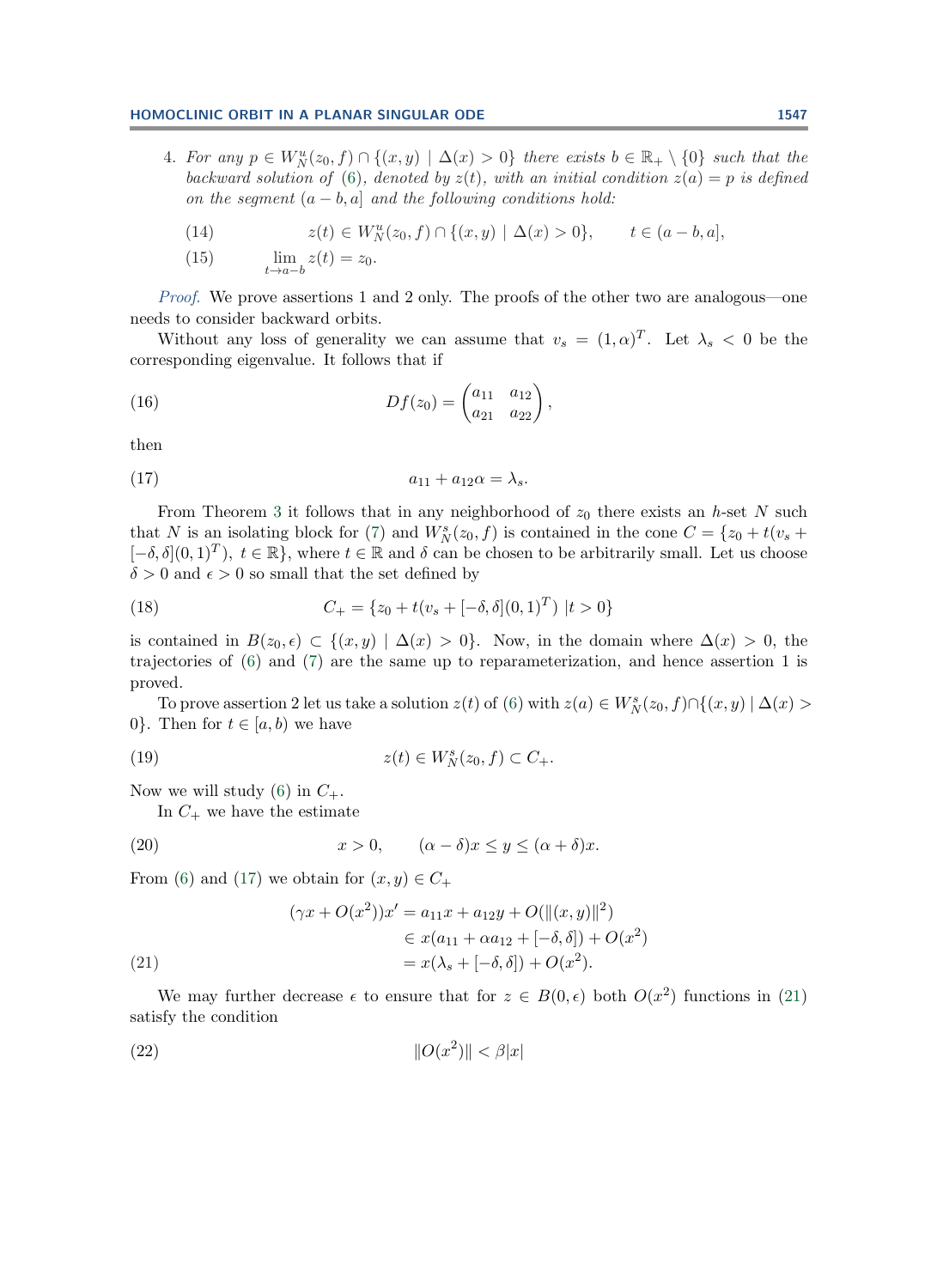4. *For any $p \in W^u_N(z_0, f) \cap \{(x, y) \mid \Delta(x) > 0\}$ there exists $b \in \mathbb{R}_+ \setminus \{0\}$ such that the backward solution of (6), denoted by $z(t)$, with an initial condition $z(a) = p$ is defined on the segment $(a - b, a]$ and the following conditions hold:*

$$z(t) \in W^u_N(z_0, f) \cap \{(x, y) \mid \Delta(x) > 0\}, \qquad t \in (a - b, a], \tag{14}$$

$$\lim_{t \to a-b} z(t) = z_0. \tag{15}$$

*Proof.* We prove assertions 1 and 2 only. The proofs of the other two are analogous—one needs to consider backward orbits.

Without any loss of generality we can assume that $v_s = (1, \alpha)^T$. Let $\lambda_s < 0$ be the corresponding eigenvalue. It follows that if

$$Df(z_0) = \begin{pmatrix} a_{11} & a_{12} \\ a_{21} & a_{22} \end{pmatrix}, \tag{16}$$

then

$$a_{11} + a_{12}\alpha = \lambda_s. \tag{17}$$

From Theorem 3 it follows that in any neighborhood of $z_0$ there exists an $h$-set $N$ such that $N$ is an isolating block for (7) and $W^s_N(z_0, f)$ is contained in the cone $C = \{z_0 + t(v_s + [-\delta, \delta](0, 1)^T),\ t \in \mathbb{R}\}$, where $t \in \mathbb{R}$ and $\delta$ can be chosen to be arbitrarily small. Let us choose $\delta > 0$ and $\epsilon > 0$ so small that the set defined by

$$C_+ = \{z_0 + t(v_s + [-\delta, \delta](0, 1)^T) \ |t > 0\} \tag{18}$$

is contained in $B(z_0, \epsilon) \subset \{(x, y) \mid \Delta(x) > 0\}$. Now, in the domain where $\Delta(x) > 0$, the trajectories of (6) and (7) are the same up to reparameterization, and hence assertion 1 is proved.

To prove assertion 2 let us take a solution $z(t)$ of (6) with $z(a) \in W^s_N(z_0, f) \cap \{(x, y) \mid \Delta(x) > 0\}$. Then for $t \in [a, b)$ we have

$$z(t) \in W^s_N(z_0, f) \subset C_+. \tag{19}$$

Now we will study (6) in $C_+$.

In $C_+$ we have the estimate

$$x > 0, \qquad (\alpha - \delta)x \le y \le (\alpha + \delta)x. \tag{20}$$

From (6) and (17) we obtain for $(x, y) \in C_+$

$$\begin{aligned} (\gamma x + O(x^2))x' &= a_{11}x + a_{12}y + O(\|(x, y)\|^2) \\ &\in x(a_{11} + \alpha a_{12} + [-\delta, \delta]) + O(x^2) \\ &= x(\lambda_s + [-\delta, \delta]) + O(x^2). \end{aligned} \tag{21}$$

We may further decrease $\epsilon$ to ensure that for $z \in B(0, \epsilon)$ both $O(x^2)$ functions in (21) satisfy the condition

$$\|O(x^2)\| < \beta |x| \tag{22}$$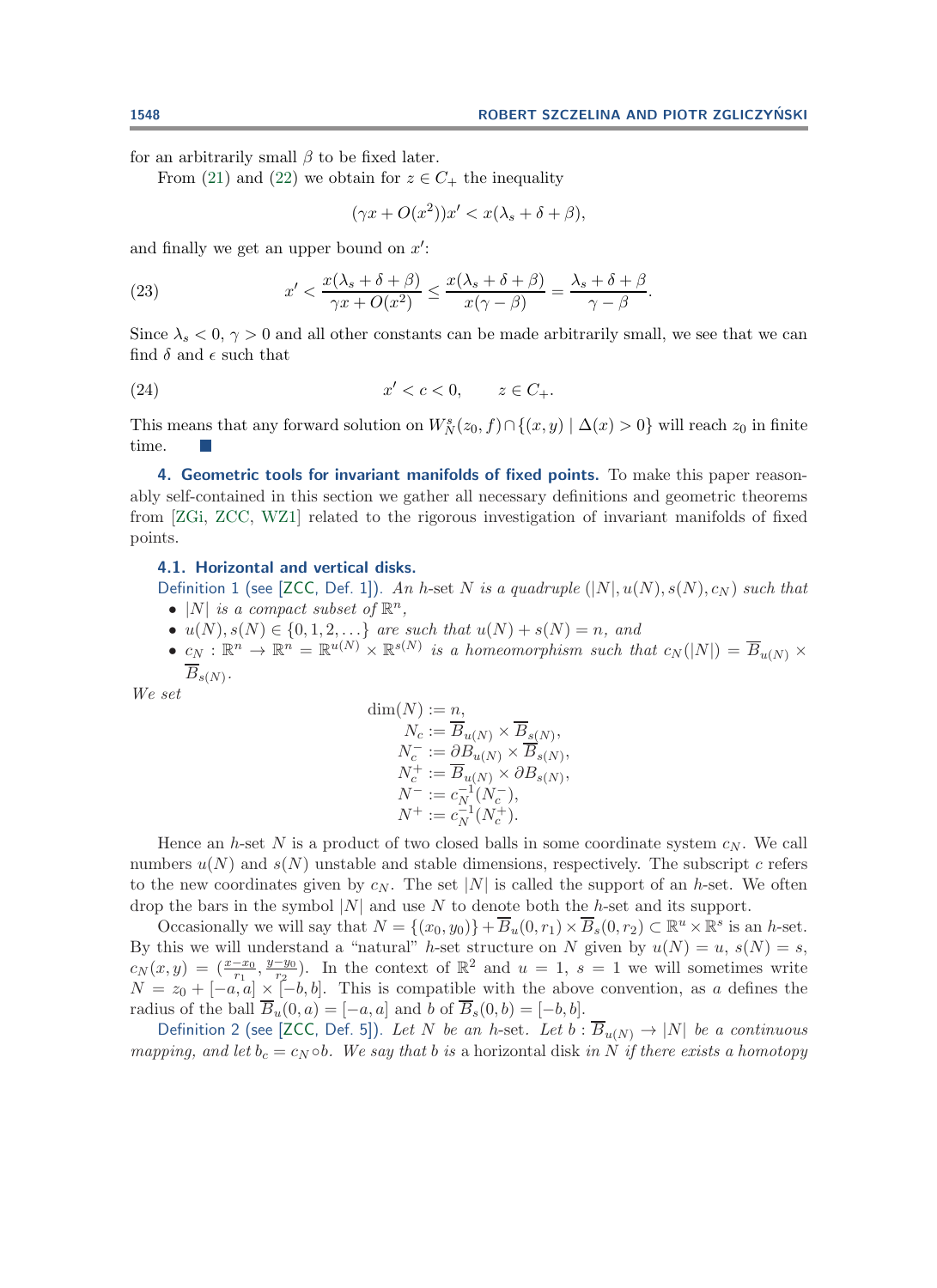for an arbitrarily small $\beta$ to be fixed later.

From (21) and (22) we obtain for $z \in C_+$ the inequality

$$(\gamma x + O(x^2))x' < x(\lambda_s + \delta + \beta),$$

and finally we get an upper bound on $x'$:

$$x' < \frac{x(\lambda_s + \delta + \beta)}{\gamma x + O(x^2)} \leq \frac{x(\lambda_s + \delta + \beta)}{x(\gamma - \beta)} = \frac{\lambda_s + \delta + \beta}{\gamma - \beta}. \tag{23}$$

Since $\lambda_s < 0$, $\gamma > 0$ and all other constants can be made arbitrarily small, we see that we can find $\delta$ and $\epsilon$ such that

$$x' < c < 0, \qquad z \in C_+. \tag{24}$$

This means that any forward solution on $W^s_N(z_0, f) \cap \{(x, y) \mid \Delta(x) > 0\}$ will reach $z_0$ in finite time. ■

## 4. Geometric tools for invariant manifolds of fixed points.

To make this paper reasonably self-contained in this section we gather all necessary definitions and geometric theorems from [ZGi, ZCC, WZ1] related to the rigorous investigation of invariant manifolds of fixed points.

### 4.1. Horizontal and vertical disks.

Definition 1 (see [ZCC, Def. 1]). *An h-set $N$ is a quadruple $(|N|, u(N), s(N), c_N)$ such that*

- *$|N|$ is a compact subset of $\mathbb{R}^n$,*
- *$u(N), s(N) \in \{0, 1, 2, \ldots\}$ are such that $u(N) + s(N) = n$, and*
- *$c_N : \mathbb{R}^n \to \mathbb{R}^n = \mathbb{R}^{u(N)} \times \mathbb{R}^{s(N)}$ is a homeomorphism such that $c_N(|N|) = \overline{B}_{u(N)} \times \overline{B}_{s(N)}$.*

*We set*

$$\begin{aligned}
\dim(N) &:= n,\\
N_c &:= \overline{B}_{u(N)} \times \overline{B}_{s(N)},\\
N_c^- &:= \partial B_{u(N)} \times \overline{B}_{s(N)},\\
N_c^+ &:= \overline{B}_{u(N)} \times \partial B_{s(N)},\\
N^- &:= c_N^{-1}(N_c^-),\\
N^+ &:= c_N^{-1}(N_c^+).
\end{aligned}$$

Hence an $h$-set $N$ is a product of two closed balls in some coordinate system $c_N$. We call numbers $u(N)$ and $s(N)$ unstable and stable dimensions, respectively. The subscript $c$ refers to the new coordinates given by $c_N$. The set $|N|$ is called the support of an $h$-set. We often drop the bars in the symbol $|N|$ and use $N$ to denote both the $h$-set and its support.

Occasionally we will say that $N = \{(x_0, y_0)\} + \overline{B}_u(0, r_1) \times \overline{B}_s(0, r_2) \subset \mathbb{R}^u \times \mathbb{R}^s$ is an $h$-set. By this we will understand a "natural" $h$-set structure on $N$ given by $u(N) = u$, $s(N) = s$, $c_N(x, y) = (\frac{x - x_0}{r_1}, \frac{y - y_0}{r_2})$. In the context of $\mathbb{R}^2$ and $u = 1$, $s = 1$ we will sometimes write $N = z_0 + [-a, a] \times [-b, b]$. This is compatible with the above convention, as $a$ defines the radius of the ball $\overline{B}_u(0, a) = [-a, a]$ and $b$ of $\overline{B}_s(0, b) = [-b, b]$.

Definition 2 (see [ZCC, Def. 5]). *Let $N$ be an h-set. Let $b : \overline{B}_{u(N)} \to |N|$ be a continuous mapping, and let $b_c = c_N \circ b$. We say that $b$ is* a horizontal disk *in $N$ if there exists a homotopy*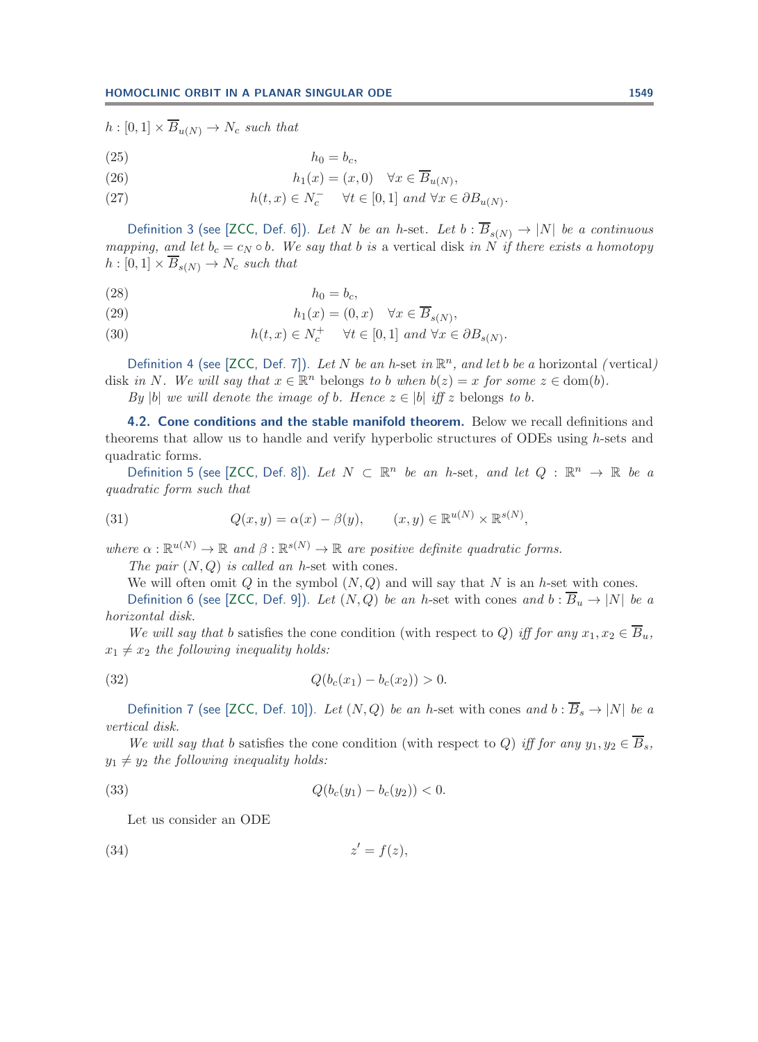$h : [0,1] \times \overline{B}_{u(N)} \to N_c$ *such that*

$$h_0 = b_c, \tag{25}$$

$$h_1(x) = (x, 0) \quad \forall x \in \overline{B}_{u(N)}, \tag{26}$$

$$h(t, x) \in N_c^- \quad \forall t \in [0,1] \text{ and } \forall x \in \partial B_{u(N)}. \tag{27}$$

Definition 3 (see [ZCC, Def. 6]). *Let $N$ be an $h$-set. Let $b : \overline{B}_{s(N)} \to |N|$ be a continuous mapping, and let $b_c = c_N \circ b$. We say that $b$ is a* vertical disk *in $N$ if there exists a homotopy $h : [0,1] \times \overline{B}_{s(N)} \to N_c$ such that*

$$h_0 = b_c, \tag{28}$$

$$h_1(x) = (0, x) \quad \forall x \in \overline{B}_{s(N)}, \tag{29}$$

$$h(t, x) \in N_c^+ \quad \forall t \in [0,1] \text{ and } \forall x \in \partial B_{s(N)}. \tag{30}$$

Definition 4 (see [ZCC, Def. 7]). *Let $N$ be an $h$-set in $\mathbb{R}^n$, and let $b$ be a* horizontal *(*vertical*)* disk *in $N$. We will say that $x \in \mathbb{R}^n$* belongs *to $b$ when $b(z) = x$ for some $z \in \text{dom}(b)$.*

*By $|b|$ we will denote the image of $b$. Hence $z \in |b|$ iff $z$* belongs *to $b$.*

### 4.2. Cone conditions and the stable manifold theorem.

Below we recall definitions and theorems that allow us to handle and verify hyperbolic structures of ODEs using $h$-sets and quadratic forms.

Definition 5 (see [ZCC, Def. 8]). *Let $N \subset \mathbb{R}^n$ be an $h$-set, and let $Q : \mathbb{R}^n \to \mathbb{R}$ be a quadratic form such that*

$$Q(x, y) = \alpha(x) - \beta(y), \qquad (x, y) \in \mathbb{R}^{u(N)} \times \mathbb{R}^{s(N)}, \tag{31}$$

*where $\alpha : \mathbb{R}^{u(N)} \to \mathbb{R}$ and $\beta : \mathbb{R}^{s(N)} \to \mathbb{R}$ are positive definite quadratic forms.*

*The pair $(N, Q)$ is called an* $h$-set with cones*.*

We will often omit $Q$ in the symbol $(N, Q)$ and will say that $N$ is an $h$-set with cones.

Definition 6 (see [ZCC, Def. 9]). *Let $(N, Q)$ be an* $h$-set with cones *and $b : \overline{B}_u \to |N|$ be a horizontal disk.*

*We will say that $b$* satisfies the cone condition (with respect to $Q$) *iff for any $x_1, x_2 \in \overline{B}_u$, $x_1 \neq x_2$ the following inequality holds:*

$$Q(b_c(x_1) - b_c(x_2)) > 0. \tag{32}$$

Definition 7 (see [ZCC, Def. 10]). *Let $(N, Q)$ be an* $h$-set with cones *and $b : \overline{B}_s \to |N|$ be a vertical disk.*

*We will say that $b$* satisfies the cone condition (with respect to $Q$) *iff for any $y_1, y_2 \in \overline{B}_s$, $y_1 \neq y_2$ the following inequality holds:*

$$Q(b_c(y_1) - b_c(y_2)) < 0. \tag{33}$$

Let us consider an ODE

$$z' = f(z), \tag{34}$$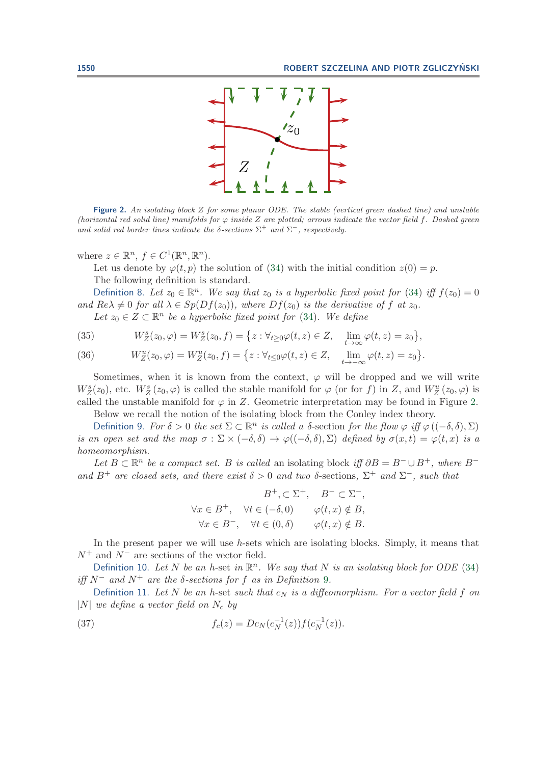**Figure 2.** *An isolating block $Z$ for some planar ODE. The stable (vertical green dashed line) and unstable (horizontal red solid line) manifolds for $\varphi$ inside $Z$ are plotted; arrows indicate the vector field $f$. Dashed green and solid red border lines indicate the $\delta$-sections $\Sigma^+$ and $\Sigma^-$, respectively.*

where $z \in \mathbb{R}^n$, $f \in C^1(\mathbb{R}^n, \mathbb{R}^n)$.

Let us denote by $\varphi(t, p)$ the solution of (34) with the initial condition $z(0) = p$.

The following definition is standard.

Definition 8. *Let $z_0 \in \mathbb{R}^n$. We say that $z_0$ is a hyperbolic fixed point for* (34) *iff $f(z_0) = 0$ and $Re\lambda \neq 0$ for all $\lambda \in Sp(Df(z_0))$, where $Df(z_0)$ is the derivative of $f$ at $z_0$.*

*Let $z_0 \in Z \subset \mathbb{R}^n$ be a hyperbolic fixed point for* (34). *We define*

$$W^s_Z(z_0, \varphi) = W^s_Z(z_0, f) = \{z : \forall_{t \geq 0} \varphi(t, z) \in Z, \quad \lim_{t \to \infty} \varphi(t, z) = z_0\}, \tag{35}$$

$$W^u_Z(z_0, \varphi) = W^u_Z(z_0, f) = \{z : \forall_{t \leq 0} \varphi(t, z) \in Z, \quad \lim_{t \to -\infty} \varphi(t, z) = z_0\}. \tag{36}$$

Sometimes, when it is known from the context, $\varphi$ will be dropped and we will write $W^s_Z(z_0)$, etc. $W^s_Z(z_0, \varphi)$ is called the stable manifold for $\varphi$ (or for $f$) in $Z$, and $W^u_Z(z_0, \varphi)$ is called the unstable manifold for $\varphi$ in $Z$. Geometric interpretation may be found in Figure 2.

Below we recall the notion of the isolating block from the Conley index theory.

Definition 9. *For $\delta > 0$ the set $\Sigma \subset \mathbb{R}^n$ is called a* $\delta$-section *for the flow $\varphi$ iff $\varphi((-\delta, \delta), \Sigma)$ is an open set and the map $\sigma : \Sigma \times (-\delta, \delta) \to \varphi((-\delta, \delta), \Sigma)$ defined by $\sigma(x, t) = \varphi(t, x)$ is a homeomorphism.*

*Let $B \subset \mathbb{R}^n$ be a compact set. $B$ is called* an isolating block *iff $\partial B = B^- \cup B^+$, where $B^-$ and $B^+$ are closed sets, and there exist $\delta > 0$ and two $\delta$-sections, $\Sigma^+$ and $\Sigma^-$, such that*

$$\begin{aligned}
&B^+, \subset \Sigma^+, \quad B^- \subset \Sigma^-, \\
&\forall x \in B^+, \quad \forall t \in (-\delta, 0) \qquad \varphi(t, x) \notin B, \\
&\forall x \in B^-, \quad \forall t \in (0, \delta) \qquad \varphi(t, x) \notin B.
\end{aligned}$$

In the present paper we will use $h$-sets which are isolating blocks. Simply, it means that $N^+$ and $N^-$ are sections of the vector field.

Definition 10. *Let $N$ be an* $h$-set *in $\mathbb{R}^n$. We say that $N$ is an isolating block for ODE* (34) *iff $N^-$ and $N^+$ are the $\delta$-sections for $f$ as in Definition* 9.

Definition 11. *Let $N$ be an $h$-set such that $c_N$ is a diffeomorphism. For a vector field $f$ on $|N|$ we define a vector field on $N_c$ by*

$$f_c(z) = Dc_N(c_N^{-1}(z)) f(c_N^{-1}(z)). \tag{37}$$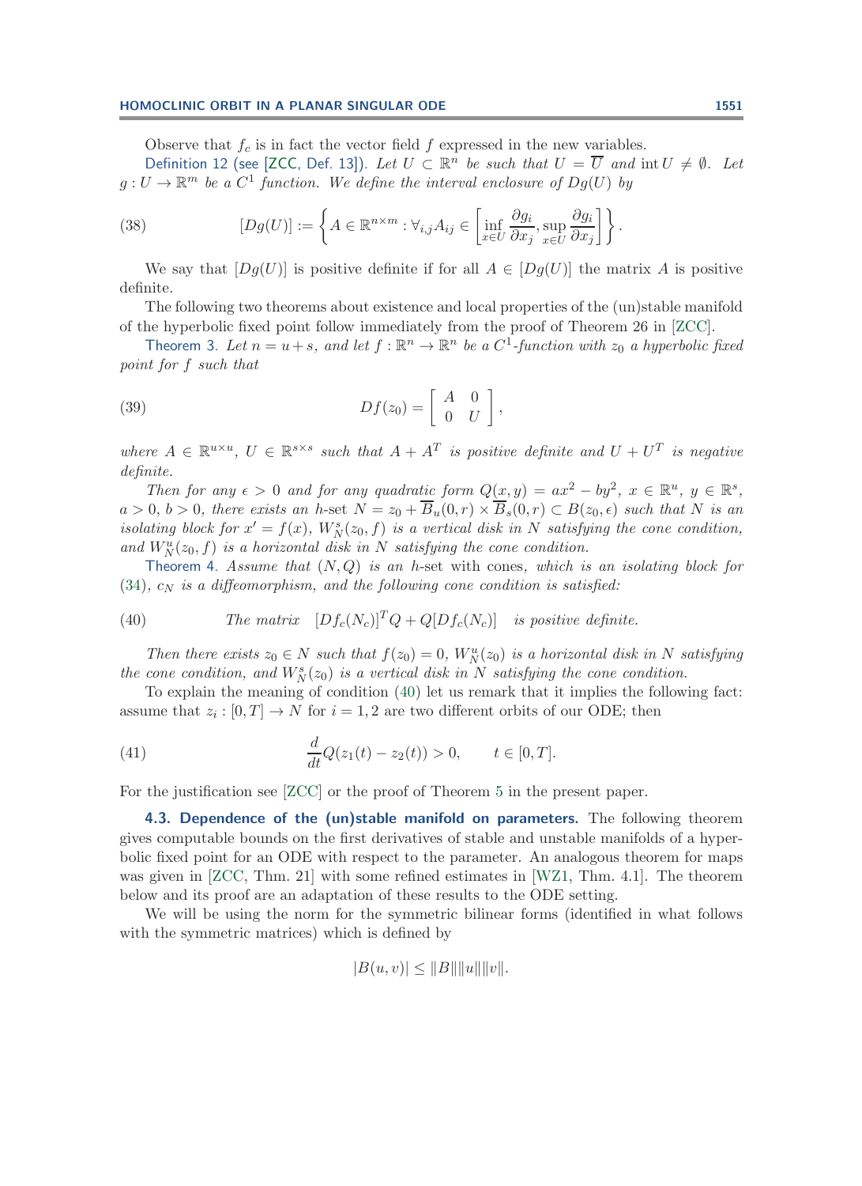Observe that $f_c$ is in fact the vector field $f$ expressed in the new variables.

Definition 12 (see [ZCC, Def. 13]). *Let $U \subset \mathbb{R}^n$ be such that $U = \overline{U}$ and $\operatorname{int} U \neq \emptyset$. Let $g : U \to \mathbb{R}^m$ be a $C^1$ function. We define the interval enclosure of $Dg(U)$ by*

$$[Dg(U)] := \left\{ A \in \mathbb{R}^{n \times m} : \forall_{i,j} A_{ij} \in \left[ \inf_{x \in U} \frac{\partial g_i}{\partial x_j}, \sup_{x \in U} \frac{\partial g_i}{\partial x_j} \right] \right\}. \tag{38}$$

We say that $[Dg(U)]$ is positive definite if for all $A \in [Dg(U)]$ the matrix $A$ is positive definite.

The following two theorems about existence and local properties of the (un)stable manifold of the hyperbolic fixed point follow immediately from the proof of Theorem 26 in [ZCC].

Theorem 3. *Let $n = u + s$, and let $f : \mathbb{R}^n \to \mathbb{R}^n$ be a $C^1$-function with $z_0$ a hyperbolic fixed point for $f$ such that*

$$Df(z_0) = \begin{bmatrix} A & 0 \\ 0 & U \end{bmatrix}, \tag{39}$$

*where $A \in \mathbb{R}^{u \times u}$, $U \in \mathbb{R}^{s \times s}$ such that $A + A^T$ is positive definite and $U + U^T$ is negative definite.*

*Then for any $\epsilon > 0$ and for any quadratic form $Q(x, y) = ax^2 - by^2$, $x \in \mathbb{R}^u$, $y \in \mathbb{R}^s$, $a > 0$, $b > 0$, there exists an h-set $N = z_0 + \overline{B}_u(0, r) \times \overline{B}_s(0, r) \subset B(z_0, \epsilon)$ such that $N$ is an isolating block for $x' = f(x)$, $W^s_N(z_0, f)$ is a vertical disk in $N$ satisfying the cone condition, and $W^u_N(z_0, f)$ is a horizontal disk in $N$ satisfying the cone condition.*

Theorem 4. *Assume that $(N, Q)$ is an h-set* with cones, *which is an isolating block for* (34)*, $c_N$ is a diffeomorphism, and the following cone condition is satisfied:*

$$\text{The matrix} \quad [Df_c(N_c)]^T Q + Q[Df_c(N_c)] \quad \text{is positive definite.} \tag{40}$$

*Then there exists $z_0 \in N$ such that $f(z_0) = 0$, $W^u_N(z_0)$ is a horizontal disk in $N$ satisfying the cone condition, and $W^s_N(z_0)$ is a vertical disk in $N$ satisfying the cone condition.*

To explain the meaning of condition (40) let us remark that it implies the following fact: assume that $z_i : [0, T] \to N$ for $i = 1, 2$ are two different orbits of our ODE; then

$$\frac{d}{dt} Q(z_1(t) - z_2(t)) > 0, \qquad t \in [0, T]. \tag{41}$$

For the justification see [ZCC] or the proof of Theorem 5 in the present paper.

**4.3. Dependence of the (un)stable manifold on parameters.** The following theorem gives computable bounds on the first derivatives of stable and unstable manifolds of a hyperbolic fixed point for an ODE with respect to the parameter. An analogous theorem for maps was given in [ZCC, Thm. 21] with some refined estimates in [WZ1, Thm. 4.1]. The theorem below and its proof are an adaptation of these results to the ODE setting.

We will be using the norm for the symmetric bilinear forms (identified in what follows with the symmetric matrices) which is defined by

$$|B(u, v)| \leq \|B\| \|u\| \|v\|.$$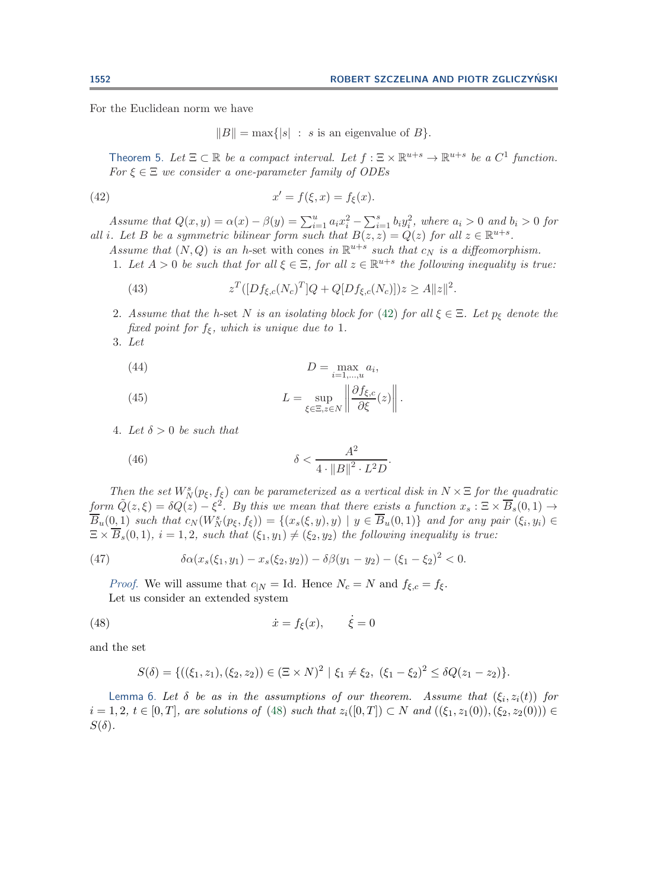For the Euclidean norm we have

$$\|B\| = \max\{|s| \;:\; s \text{ is an eigenvalue of } B\}.$$

**Theorem 5.** *Let $\Xi \subset \mathbb{R}$ be a compact interval. Let $f : \Xi \times \mathbb{R}^{u+s} \to \mathbb{R}^{u+s}$ be a $C^1$ function. For $\xi \in \Xi$ we consider a one-parameter family of ODEs*

$$x' = f(\xi, x) = f_\xi(x). \tag{42}$$

*Assume that $Q(x, y) = \alpha(x) - \beta(y) = \sum_{i=1}^{u} a_i x_i^2 - \sum_{i=1}^{s} b_i y_i^2$, where $a_i > 0$ and $b_i > 0$ for all $i$. Let $B$ be a symmetric bilinear form such that $B(z, z) = Q(z)$ for all $z \in \mathbb{R}^{u+s}$.*

*Assume that $(N, Q)$ is an h-set with cones in $\mathbb{R}^{u+s}$ such that $c_N$ is a diffeomorphism.*

1. *Let $A > 0$ be such that for all $\xi \in \Xi$, for all $z \in \mathbb{R}^{u+s}$ the following inequality is true:*

$$z^T([Df_{\xi,c}(N_c)^T]Q + Q[Df_{\xi,c}(N_c)])z \geq A\|z\|^2. \tag{43}$$

2. *Assume that the h-set $N$ is an isolating block for (42) for all $\xi \in \Xi$. Let $p_\xi$ denote the fixed point for $f_\xi$, which is unique due to 1.*
3. *Let*

$$D = \max_{i=1,\ldots,u} a_i, \tag{44}$$

$$L = \sup_{\xi \in \Xi, z \in N} \left\| \frac{\partial f_{\xi,c}}{\partial \xi}(z) \right\|. \tag{45}$$

4. *Let $\delta > 0$ be such that*

$$\delta < \frac{A^2}{4 \cdot \|B\|^2 \cdot L^2 D}. \tag{46}$$

*Then the set $W^s_N(p_\xi, f_\xi)$ can be parameterized as a vertical disk in $N \times \Xi$ for the quadratic form $\tilde{Q}(z, \xi) = \delta Q(z) - \xi^2$. By this we mean that there exists a function $x_s : \Xi \times \overline{B}_s(0,1) \to \overline{B}_u(0,1)$ such that $c_N(W^s_N(p_\xi, f_\xi)) = \{(x_s(\xi, y), y) \mid y \in \overline{B}_u(0,1)\}$ and for any pair $(\xi_i, y_i) \in \Xi \times \overline{B}_s(0,1)$, $i = 1, 2$, such that $(\xi_1, y_1) \neq (\xi_2, y_2)$ the following inequality is true:*

$$\delta\alpha(x_s(\xi_1, y_1) - x_s(\xi_2, y_2)) - \delta\beta(y_1 - y_2) - (\xi_1 - \xi_2)^2 < 0. \tag{47}$$

*Proof.* We will assume that $c_{|N} = \mathrm{Id}$. Hence $N_c = N$ and $f_{\xi,c} = f_\xi$.

Let us consider an extended system

$$\dot{x} = f_\xi(x), \qquad \dot{\xi} = 0 \tag{48}$$

and the set

$$S(\delta) = \{((\xi_1, z_1), (\xi_2, z_2)) \in (\Xi \times N)^2 \mid \xi_1 \neq \xi_2,\ (\xi_1 - \xi_2)^2 \leq \delta Q(z_1 - z_2)\}.$$

**Lemma 6.** *Let $\delta$ be as in the assumptions of our theorem. Assume that $(\xi_i, z_i(t))$ for $i = 1, 2$, $t \in [0, T]$, are solutions of (48) such that $z_i([0, T]) \subset N$ and $((\xi_1, z_1(0)), (\xi_2, z_2(0))) \in S(\delta)$.*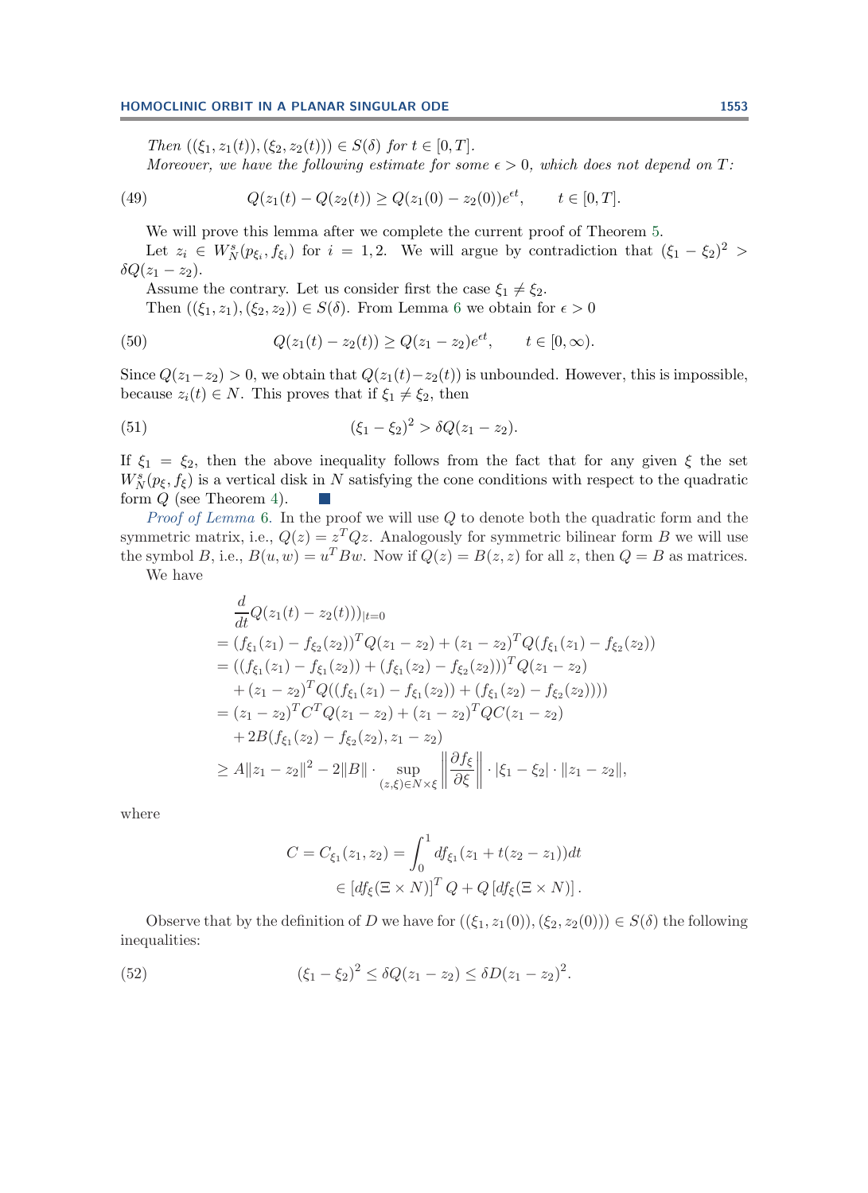*Then* $((\xi_1, z_1(t)), (\xi_2, z_2(t))) \in S(\delta)$ *for* $t \in [0, T]$.

*Moreover, we have the following estimate for some* $\epsilon > 0$*, which does not depend on* $T$*:*

$$Q(z_1(t) - Q(z_2(t)) \geq Q(z_1(0) - z_2(0))e^{\epsilon t}, \qquad t \in [0, T]. \tag{49}$$

We will prove this lemma after we complete the current proof of Theorem 5.

Let $z_i \in W^s_N(p_{\xi_i}, f_{\xi_i})$ for $i = 1, 2$. We will argue by contradiction that $(\xi_1 - \xi_2)^2 > \delta Q(z_1 - z_2)$.

Assume the contrary. Let us consider first the case $\xi_1 \neq \xi_2$.

Then $((\xi_1, z_1), (\xi_2, z_2)) \in S(\delta)$. From Lemma 6 we obtain for $\epsilon > 0$

$$Q(z_1(t) - z_2(t)) \geq Q(z_1 - z_2)e^{\epsilon t}, \qquad t \in [0, \infty). \tag{50}$$

Since $Q(z_1 - z_2) > 0$, we obtain that $Q(z_1(t) - z_2(t))$ is unbounded. However, this is impossible, because $z_i(t) \in N$. This proves that if $\xi_1 \neq \xi_2$, then

$$(\xi_1 - \xi_2)^2 > \delta Q(z_1 - z_2). \tag{51}$$

If $\xi_1 = \xi_2$, then the above inequality follows from the fact that for any given $\xi$ the set $W^s_N(p_\xi, f_\xi)$ is a vertical disk in $N$ satisfying the cone conditions with respect to the quadratic form $Q$ (see Theorem 4). ∎

*Proof of Lemma* 6. In the proof we will use $Q$ to denote both the quadratic form and the symmetric matrix, i.e., $Q(z) = z^T Q z$. Analogously for symmetric bilinear form $B$ we will use the symbol $B$, i.e., $B(u, w) = u^T B w$. Now if $Q(z) = B(z, z)$ for all $z$, then $Q = B$ as matrices.

We have

$$\begin{aligned}
&\frac{d}{dt} Q(z_1(t) - z_2(t)))_{|t=0} \\
&= (f_{\xi_1}(z_1) - f_{\xi_2}(z_2))^T Q(z_1 - z_2) + (z_1 - z_2)^T Q(f_{\xi_1}(z_1) - f_{\xi_2}(z_2)) \\
&= ((f_{\xi_1}(z_1) - f_{\xi_1}(z_2)) + (f_{\xi_1}(z_2) - f_{\xi_2}(z_2)))^T Q(z_1 - z_2) \\
&\quad + (z_1 - z_2)^T Q((f_{\xi_1}(z_1) - f_{\xi_1}(z_2)) + (f_{\xi_1}(z_2) - f_{\xi_2}(z_2)))) \\
&= (z_1 - z_2)^T C^T Q(z_1 - z_2) + (z_1 - z_2)^T QC(z_1 - z_2) \\
&\quad + 2B(f_{\xi_1}(z_2) - f_{\xi_2}(z_2), z_1 - z_2) \\
&\geq A\|z_1 - z_2\|^2 - 2\|B\| \cdot \sup_{(z,\xi) \in N \times \xi} \left\| \frac{\partial f_\xi}{\partial \xi} \right\| \cdot |\xi_1 - \xi_2| \cdot \|z_1 - z_2\|,
\end{aligned}$$

where

$$\begin{aligned}
C = C_{\xi_1}(z_1, z_2) &= \int_0^1 df_{\xi_1}(z_1 + t(z_2 - z_1))dt \\
&\in [df_\xi(\Xi \times N)]^T Q + Q\,[df_\xi(\Xi \times N)]\,.
\end{aligned}$$

Observe that by the definition of $D$ we have for $((\xi_1, z_1(0)), (\xi_2, z_2(0))) \in S(\delta)$ the following inequalities:

$$(\xi_1 - \xi_2)^2 \leq \delta Q(z_1 - z_2) \leq \delta D(z_1 - z_2)^2. \tag{52}$$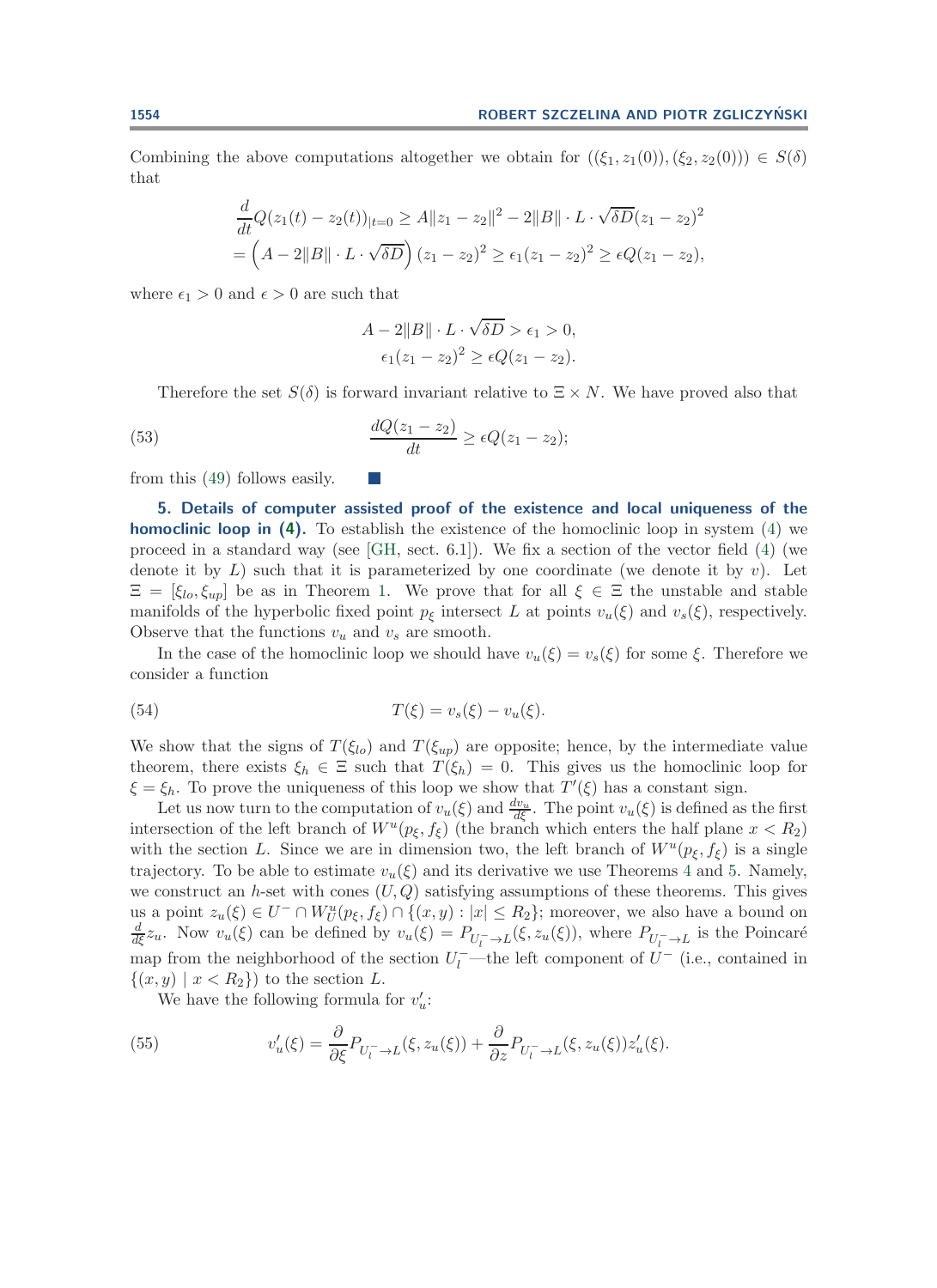Combining the above computations altogether we obtain for $((\xi_1, z_1(0)), (\xi_2, z_2(0))) \in S(\delta)$ that

$$
\begin{aligned}
&\frac{d}{dt} Q(z_1(t) - z_2(t))_{|t=0} \geq A\|z_1 - z_2\|^2 - 2\|B\| \cdot L \cdot \sqrt{\delta D}(z_1 - z_2)^2 \\
&= \left(A - 2\|B\| \cdot L \cdot \sqrt{\delta D}\right)(z_1 - z_2)^2 \geq \epsilon_1 (z_1 - z_2)^2 \geq \epsilon Q(z_1 - z_2),
\end{aligned}
$$

where $\epsilon_1 > 0$ and $\epsilon > 0$ are such that

$$
\begin{aligned}
A - 2\|B\| \cdot L \cdot \sqrt{\delta D} > \epsilon_1 > 0, \\
\epsilon_1 (z_1 - z_2)^2 \geq \epsilon Q(z_1 - z_2).
\end{aligned}
$$

Therefore the set $S(\delta)$ is forward invariant relative to $\Xi \times N$. We have proved also that

$$
\frac{dQ(z_1 - z_2)}{dt} \geq \epsilon Q(z_1 - z_2); \tag{53}
$$

from this (49) follows easily. ■

**5. Details of computer assisted proof of the existence and local uniqueness of the homoclinic loop in (4).** To establish the existence of the homoclinic loop in system (4) we proceed in a standard way (see [GH, sect. 6.1]). We fix a section of the vector field (4) (we denote it by $L$) such that it is parameterized by one coordinate (we denote it by $v$). Let $\Xi = [\xi_{lo}, \xi_{up}]$ be as in Theorem 1. We prove that for all $\xi \in \Xi$ the unstable and stable manifolds of the hyperbolic fixed point $p_\xi$ intersect $L$ at points $v_u(\xi)$ and $v_s(\xi)$, respectively. Observe that the functions $v_u$ and $v_s$ are smooth.

In the case of the homoclinic loop we should have $v_u(\xi) = v_s(\xi)$ for some $\xi$. Therefore we consider a function

$$
T(\xi) = v_s(\xi) - v_u(\xi). \tag{54}
$$

We show that the signs of $T(\xi_{lo})$ and $T(\xi_{up})$ are opposite; hence, by the intermediate value theorem, there exists $\xi_h \in \Xi$ such that $T(\xi_h) = 0$. This gives us the homoclinic loop for $\xi = \xi_h$. To prove the uniqueness of this loop we show that $T'(\xi)$ has a constant sign.

Let us now turn to the computation of $v_u(\xi)$ and $\frac{dv_u}{d\xi}$. The point $v_u(\xi)$ is defined as the first intersection of the left branch of $W^u(p_\xi, f_\xi)$ (the branch which enters the half plane $x < R_2$) with the section $L$. Since we are in dimension two, the left branch of $W^u(p_\xi, f_\xi)$ is a single trajectory. To be able to estimate $v_u(\xi)$ and its derivative we use Theorems 4 and 5. Namely, we construct an $h$-set with cones $(U, Q)$ satisfying assumptions of these theorems. This gives us a point $z_u(\xi) \in U^- \cap W^u_U(p_\xi, f_\xi) \cap \{(x, y) : |x| \leq R_2\}$; moreover, we also have a bound on $\frac{d}{d\xi} z_u$. Now $v_u(\xi)$ can be defined by $v_u(\xi) = P_{U_l^- \to L}(\xi, z_u(\xi))$, where $P_{U_l^- \to L}$ is the Poincaré map from the neighborhood of the section $U_l^-$—the left component of $U^-$ (i.e., contained in $\{(x, y) \mid x < R_2\}$) to the section $L$.

We have the following formula for $v_u'$:

$$
v_u'(\xi) = \frac{\partial}{\partial \xi} P_{U_l^- \to L}(\xi, z_u(\xi)) + \frac{\partial}{\partial z} P_{U_l^- \to L}(\xi, z_u(\xi)) z_u'(\xi). \tag{55}
$$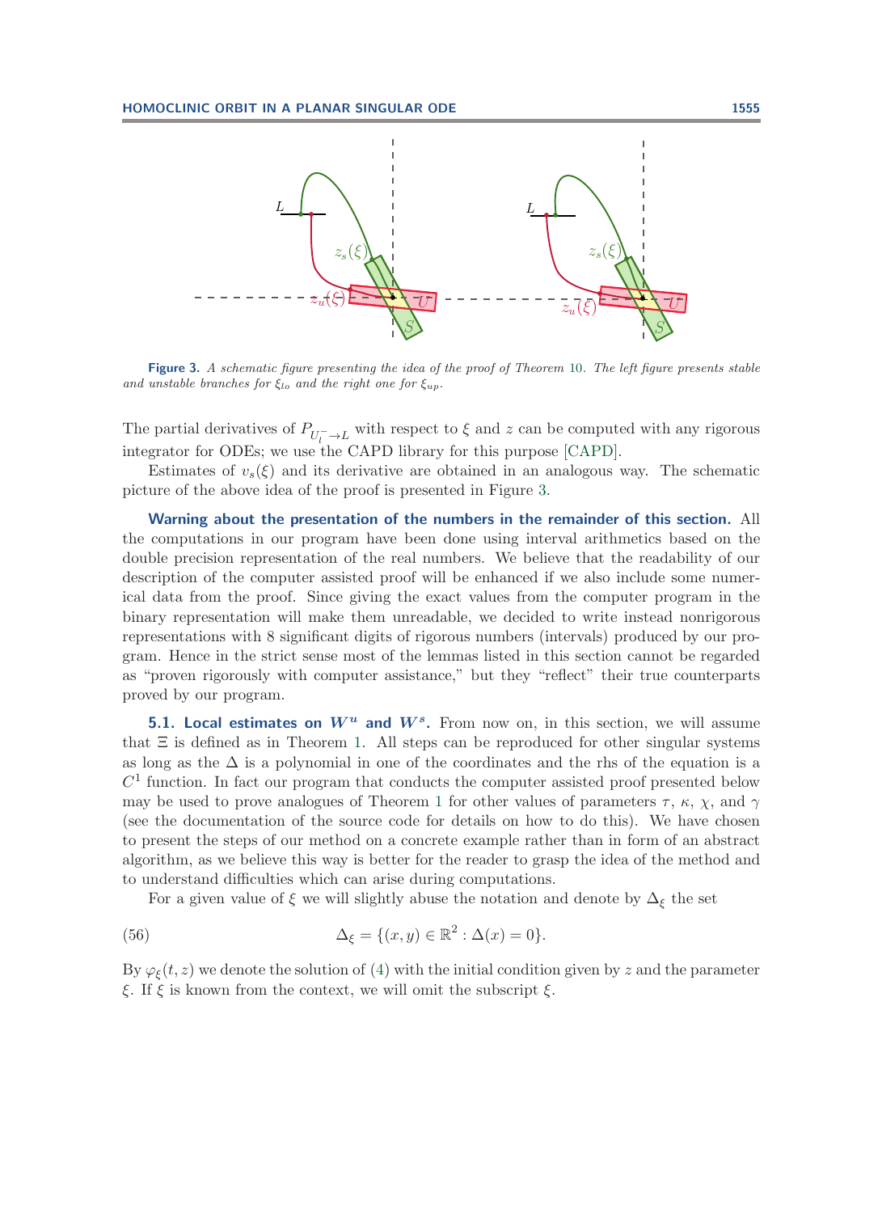**Figure 3.** *A schematic figure presenting the idea of the proof of Theorem 10. The left figure presents stable and unstable branches for $\xi_{lo}$ and the right one for $\xi_{up}$.*

The partial derivatives of $P_{U_l^- \to L}$ with respect to $\xi$ and $z$ can be computed with any rigorous integrator for ODEs; we use the CAPD library for this purpose [CAPD].

Estimates of $v_s(\xi)$ and its derivative are obtained in an analogous way. The schematic picture of the above idea of the proof is presented in Figure 3.

**Warning about the presentation of the numbers in the remainder of this section.** All the computations in our program have been done using interval arithmetics based on the double precision representation of the real numbers. We believe that the readability of our description of the computer assisted proof will be enhanced if we also include some numerical data from the proof. Since giving the exact values from the computer program in the binary representation will make them unreadable, we decided to write instead nonrigorous representations with 8 significant digits of rigorous numbers (intervals) produced by our program. Hence in the strict sense most of the lemmas listed in this section cannot be regarded as "proven rigorously with computer assistance," but they "reflect" their true counterparts proved by our program.

## 5.1. Local estimates on $W^u$ and $W^s$.

From now on, in this section, we will assume that $\Xi$ is defined as in Theorem 1. All steps can be reproduced for other singular systems as long as the $\Delta$ is a polynomial in one of the coordinates and the rhs of the equation is a $C^1$ function. In fact our program that conducts the computer assisted proof presented below may be used to prove analogues of Theorem 1 for other values of parameters $\tau$, $\kappa$, $\chi$, and $\gamma$ (see the documentation of the source code for details on how to do this). We have chosen to present the steps of our method on a concrete example rather than in form of an abstract algorithm, as we believe this way is better for the reader to grasp the idea of the method and to understand difficulties which can arise during computations.

For a given value of $\xi$ we will slightly abuse the notation and denote by $\Delta_\xi$ the set

$$\Delta_\xi = \{(x, y) \in \mathbb{R}^2 : \Delta(x) = 0\}. \tag{56}$$

By $\varphi_\xi(t, z)$ we denote the solution of (4) with the initial condition given by $z$ and the parameter $\xi$. If $\xi$ is known from the context, we will omit the subscript $\xi$.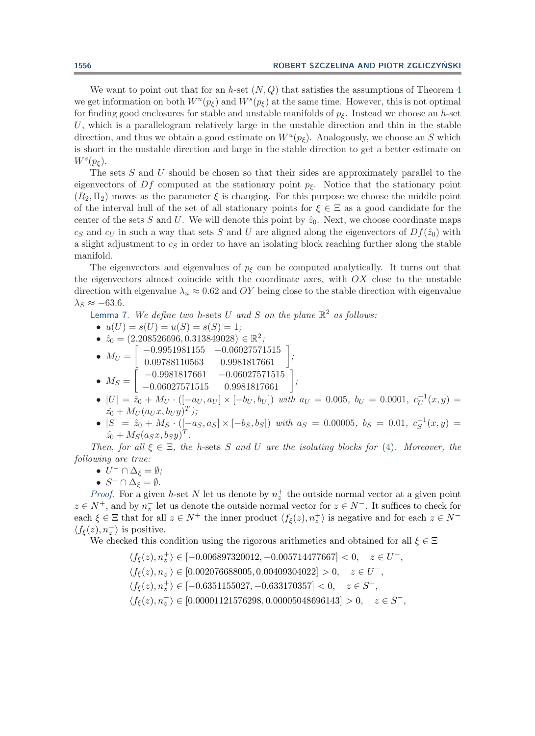We want to point out that for an $h$-set $(N, Q)$ that satisfies the assumptions of Theorem 4 we get information on both $W^u(p_\xi)$ and $W^s(p_\xi)$ at the same time. However, this is not optimal for finding good enclosures for stable and unstable manifolds of $p_\xi$. Instead we choose an $h$-set $U$, which is a parallelogram relatively large in the unstable direction and thin in the stable direction, and thus we obtain a good estimate on $W^u(p_\xi)$. Analogously, we choose an $S$ which is short in the unstable direction and large in the stable direction to get a better estimate on $W^s(p_\xi)$.

The sets $S$ and $U$ should be chosen so that their sides are approximately parallel to the eigenvectors of $Df$ computed at the stationary point $p_\xi$. Notice that the stationary point $(R_2, \Pi_2)$ moves as the parameter $\xi$ is changing. For this purpose we choose the middle point of the interval hull of the set of all stationary points for $\xi \in \Xi$ as a good candidate for the center of the sets $S$ and $U$. We will denote this point by $\hat{z}_0$. Next, we choose coordinate maps $c_S$ and $c_U$ in such a way that sets $S$ and $U$ are aligned along the eigenvectors of $Df(\hat{z}_0)$ with a slight adjustment to $c_S$ in order to have an isolating block reaching further along the stable manifold.

The eigenvectors and eigenvalues of $p_\xi$ can be computed analytically. It turns out that the eigenvectors almost coincide with the coordinate axes, with $OX$ close to the unstable direction with eigenvalue $\lambda_u \approx 0.62$ and $OY$ being close to the stable direction with eigenvalue $\lambda_S \approx -63.6$.

Lemma 7. *We define two h-sets $U$ and $S$ on the plane $\mathbb{R}^2$ as follows:*

- $u(U) = s(U) = u(S) = s(S) = 1$;
- $\hat{z}_0 = (2.208526696, 0.313849028) \in \mathbb{R}^2$;
- $M_U = \begin{bmatrix} -0.9951981155 & -0.06027571515 \\ 0.09788110563 & 0.9981817661 \end{bmatrix}$;
- $M_S = \begin{bmatrix} -0.9981817661 & -0.06027571515 \\ -0.06027571515 & 0.9981817661 \end{bmatrix}$;
- $|U| = \hat{z}_0 + M_U \cdot ([-a_U, a_U] \times [-b_U, b_U])$ *with* $a_U = 0.005$, $b_U = 0.0001$, $c_U^{-1}(x, y) = \hat{z}_0 + M_U(a_U x, b_U y)^T$*);*
- $|S| = \hat{z}_0 + M_S \cdot ([-a_S, a_S] \times [-b_S, b_S])$ *with* $a_S = 0.00005$, $b_S = 0.01$, $c_S^{-1}(x, y) = \hat{z}_0 + M_S(a_S x, b_S y)^T$.

*Then, for all $\xi \in \Xi$, the h-sets $S$ and $U$ are the isolating blocks for* (4)*. Moreover, the following are true:*

- $U^- \cap \Delta_\xi = \emptyset$;
- $S^+ \cap \Delta_\xi = \emptyset$.

*Proof.* For a given $h$-set $N$ let us denote by $n_z^+$ the outside normal vector at a given point $z \in N^+$, and by $n_z^-$ let us denote the outside normal vector for $z \in N^-$. It suffices to check for each $\xi \in \Xi$ that for all $z \in N^+$ the inner product $\langle f_\xi(z), n_z^+ \rangle$ is negative and for each $z \in N^-$ $\langle f_\xi(z), n_z^- \rangle$ is positive.

We checked this condition using the rigorous arithmetics and obtained for all $\xi \in \Xi$

$$
\begin{aligned}
\langle f_\xi(z), n_z^+ \rangle &\in [-0.006897320012, -0.005714477667] < 0, \quad z \in U^+, \\
\langle f_\xi(z), n_z^- \rangle &\in [0.002076688005, 0.00409304022] > 0, \quad z \in U^-, \\
\langle f_\xi(z), n_z^+ \rangle &\in [-0.6351155027, -0.633170357] < 0, \quad z \in S^+, \\
\langle f_\xi(z), n_z^- \rangle &\in [0.00001121576298, 0.00005048696143] > 0, \quad z \in S^-,
\end{aligned}
$$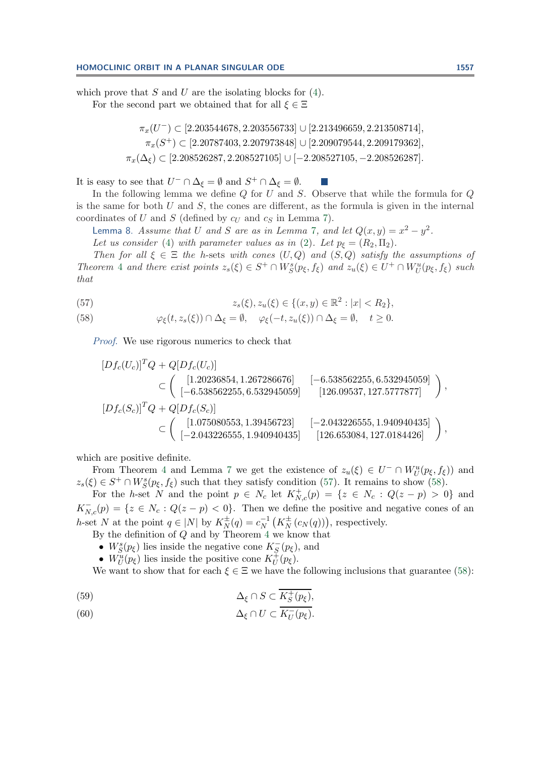which prove that $S$ and $U$ are the isolating blocks for (4).

For the second part we obtained that for all $\xi \in \Xi$

$$\pi_x(U^-) \subset [2.203544678, 2.203556733] \cup [2.213496659, 2.213508714],$$
$$\pi_x(S^+) \subset [2.20787403, 2.207973848] \cup [2.209079544, 2.209179362],$$
$$\pi_x(\Delta_\xi) \subset [2.208526287, 2.208527105] \cup [-2.208527105, -2.208526287].$$

It is easy to see that $U^- \cap \Delta_\xi = \emptyset$ and $S^+ \cap \Delta_\xi = \emptyset$. ∎

In the following lemma we define $Q$ for $U$ and $S$. Observe that while the formula for $Q$ is the same for both $U$ and $S$, the cones are different, as the formula is given in the internal coordinates of $U$ and $S$ (defined by $c_U$ and $c_S$ in Lemma 7).

Lemma 8. *Assume that $U$ and $S$ are as in Lemma 7, and let $Q(x,y) = x^2 - y^2$.*

*Let us consider (4) with parameter values as in (2). Let $p_\xi = (R_2, \Pi_2)$.*

*Then for all $\xi \in \Xi$ the h-sets with cones $(U,Q)$ and $(S,Q)$ satisfy the assumptions of Theorem 4 and there exist points $z_s(\xi) \in S^+ \cap W^s_S(p_\xi, f_\xi)$ and $z_u(\xi) \in U^+ \cap W^u_U(p_\xi, f_\xi)$ such that*

$$z_s(\xi), z_u(\xi) \in \{(x,y) \in \mathbb{R}^2 : |x| < R_2\}, \tag{57}$$

$$\varphi_\xi(t, z_s(\xi)) \cap \Delta_\xi = \emptyset, \quad \varphi_\xi(-t, z_u(\xi)) \cap \Delta_\xi = \emptyset, \quad t \geq 0. \tag{58}$$

*Proof.* We use rigorous numerics to check that

$$[Df_c(U_c)]^T Q + Q[Df_c(U_c)] \subset \begin{pmatrix} [1.20236854, 1.267286676] & [-6.538562255, 6.532945059] \\ [-6.538562255, 6.532945059] & [126.09537, 127.5777877] \end{pmatrix},$$

$$[Df_c(S_c)]^T Q + Q[Df_c(S_c)] \subset \begin{pmatrix} [1.075080553, 1.39456723] & [-2.043226555, 1.940940435] \\ [-2.043226555, 1.940940435] & [126.653084, 127.0184426] \end{pmatrix},$$

which are positive definite.

From Theorem 4 and Lemma 7 we get the existence of $z_u(\xi) \in U^- \cap W^u_U(p_\xi, f_\xi))$ and $z_s(\xi) \in S^+ \cap W^s_S(p_\xi, f_\xi)$ such that they satisfy condition (57). It remains to show (58).

For the $h$-set $N$ and the point $p \in N_c$ let $K^+_{N,c}(p) = \{z \in N_c : Q(z-p) > 0\}$ and $K^-_{N,c}(p) = \{z \in N_c : Q(z-p) < 0\}$. Then we define the positive and negative cones of an $h$-set $N$ at the point $q \in |N|$ by $K^\pm_N(q) = c_N^{-1}\left(K^\pm_N(c_N(q))\right)$, respectively.

By the definition of $Q$ and by Theorem 4 we know that

- $W^s_S(p_\xi)$ lies inside the negative cone $K^-_S(p_\xi)$, and
- $W^u_U(p_\xi)$ lies inside the positive cone $K^+_U(p_\xi)$.

We want to show that for each $\xi \in \Xi$ we have the following inclusions that guarantee (58):

$$\Delta_\xi \cap S \subset \overline{K^+_S(p_\xi)}, \tag{59}$$

$$\Delta_\xi \cap U \subset \overline{K^-_U(p_\xi)}. \tag{60}$$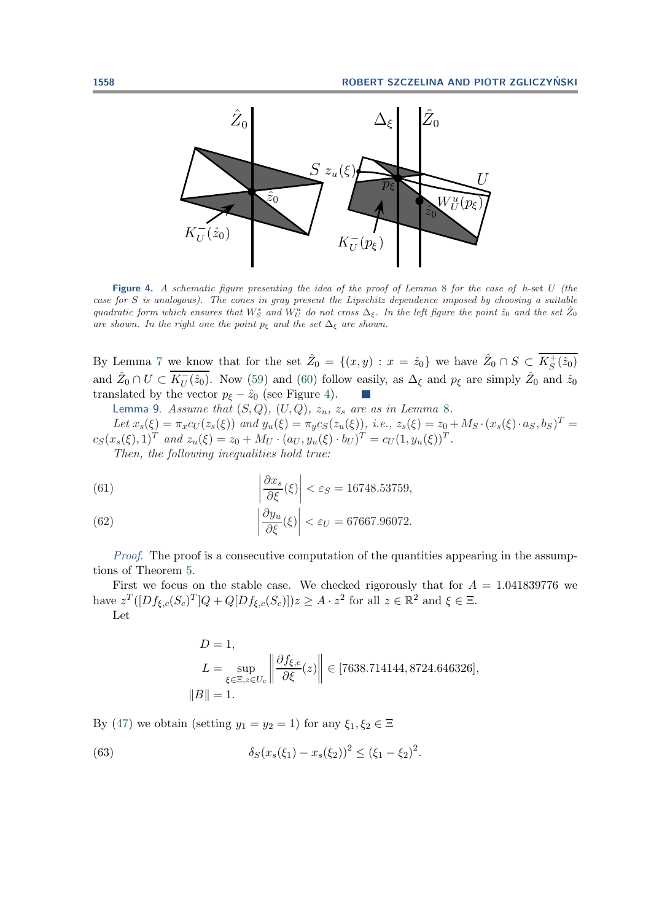**Figure 4.** *A schematic figure presenting the idea of the proof of Lemma 8 for the case of h-set U (the case for S is analogous). The cones in gray present the Lipschitz dependence imposed by choosing a suitable quadratic form which ensures that $W_S^s$ and $W_U^u$ do not cross $\Delta_\xi$. In the left figure the point $\hat{z}_0$ and the set $\hat{Z}_0$ are shown. In the right one the point $p_\xi$ and the set $\Delta_\xi$ are shown.*

By Lemma 7 we know that for the set $\hat{Z}_0 = \{(x, y) : x = \hat{z}_0\}$ we have $\hat{Z}_0 \cap S \subset \overline{K_S^+(\hat{z}_0)}$ and $\hat{Z}_0 \cap U \subset \overline{K_U^-(\hat{z}_0)}$. Now (59) and (60) follow easily, as $\Delta_\xi$ and $p_\xi$ are simply $\hat{Z}_0$ and $\hat{z}_0$ translated by the vector $p_\xi - \hat{z}_0$ (see Figure 4). ∎

Lemma 9. *Assume that $(S, Q)$, $(U, Q)$, $z_u$, $z_s$ are as in Lemma 8.*

*Let $x_s(\xi) = \pi_x c_U(z_s(\xi))$ and $y_u(\xi) = \pi_y c_S(z_u(\xi))$, i.e., $z_s(\xi) = z_0 + M_S \cdot (x_s(\xi) \cdot a_S, b_S)^T = c_S(x_s(\xi), 1)^T$ and $z_u(\xi) = z_0 + M_U \cdot (a_U, y_u(\xi) \cdot b_U)^T = c_U(1, y_u(\xi))^T$.*

*Then, the following inequalities hold true:*

$$\left| \frac{\partial x_s}{\partial \xi}(\xi) \right| < \varepsilon_S = 16748.53759, \tag{61}$$

$$\left| \frac{\partial y_u}{\partial \xi}(\xi) \right| < \varepsilon_U = 67667.96072. \tag{62}$$

*Proof.* The proof is a consecutive computation of the quantities appearing in the assumptions of Theorem 5.

First we focus on the stable case. We checked rigorously that for $A = 1.041839776$ we have $z^T([Df_{\xi,c}(S_c)^T]Q + Q[Df_{\xi,c}(S_c)])z \geq A \cdot z^2$ for all $z \in \mathbb{R}^2$ and $\xi \in \Xi$.

Let

$$D = 1,$$
$$L = \sup_{\xi \in \Xi, z \in U_c} \left\| \frac{\partial f_{\xi,c}}{\partial \xi}(z) \right\| \in [7638.714144, 8724.646326],$$
$$\|B\| = 1.$$

By (47) we obtain (setting $y_1 = y_2 = 1$) for any $\xi_1, \xi_2 \in \Xi$

$$\delta_S (x_s(\xi_1) - x_s(\xi_2))^2 \leq (\xi_1 - \xi_2)^2. \tag{63}$$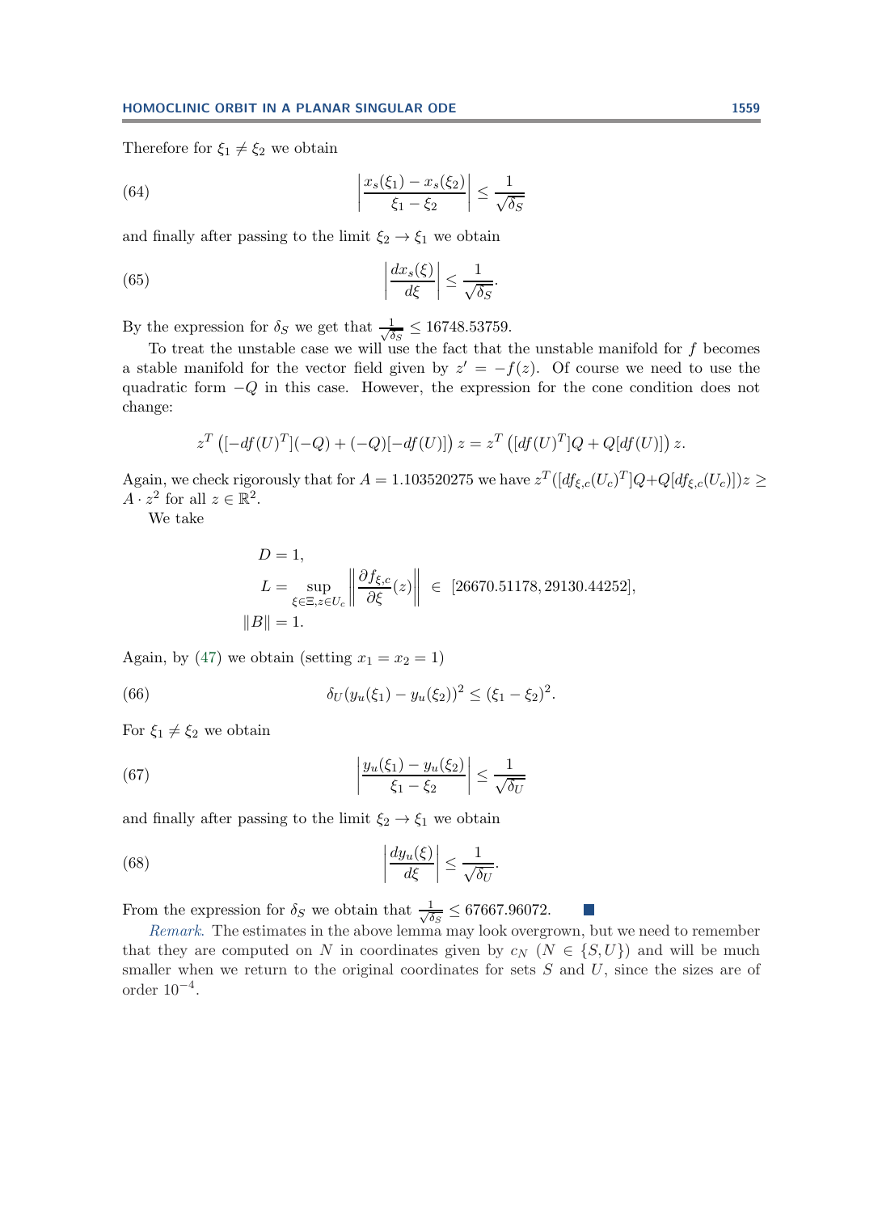Therefore for $\xi_1 \neq \xi_2$ we obtain

$$\left| \frac{x_s(\xi_1) - x_s(\xi_2)}{\xi_1 - \xi_2} \right| \leq \frac{1}{\sqrt{\delta_S}} \tag{64}$$

and finally after passing to the limit $\xi_2 \to \xi_1$ we obtain

$$\left| \frac{dx_s(\xi)}{d\xi} \right| \leq \frac{1}{\sqrt{\delta_S}}. \tag{65}$$

By the expression for $\delta_S$ we get that $\frac{1}{\sqrt{\delta_S}} \leq 16748.53759$.

To treat the unstable case we will use the fact that the unstable manifold for $f$ becomes a stable manifold for the vector field given by $z' = -f(z)$. Of course we need to use the quadratic form $-Q$ in this case. However, the expression for the cone condition does not change:

$$z^T \left( [-df(U)^T](-Q) + (-Q)[-df(U)] \right) z = z^T \left( [df(U)^T]Q + Q[df(U)] \right) z.$$

Again, we check rigorously that for $A = 1.103520275$ we have $z^T([df_{\xi,c}(U_c)^T]Q + Q[df_{\xi,c}(U_c)])z \geq A \cdot z^2$ for all $z \in \mathbb{R}^2$.

We take

$$\begin{aligned}
D &= 1, \\
L &= \sup_{\xi \in \Xi, z \in U_c} \left\| \frac{\partial f_{\xi,c}}{\partial \xi}(z) \right\| \in [26670.51178, 29130.44252], \\
\|B\| &= 1.
\end{aligned}$$

Again, by (47) we obtain (setting $x_1 = x_2 = 1$)

$$\delta_U (y_u(\xi_1) - y_u(\xi_2))^2 \leq (\xi_1 - \xi_2)^2. \tag{66}$$

For $\xi_1 \neq \xi_2$ we obtain

$$\left| \frac{y_u(\xi_1) - y_u(\xi_2)}{\xi_1 - \xi_2} \right| \leq \frac{1}{\sqrt{\delta_U}} \tag{67}$$

and finally after passing to the limit $\xi_2 \to \xi_1$ we obtain

$$\left| \frac{dy_u(\xi)}{d\xi} \right| \leq \frac{1}{\sqrt{\delta_U}}. \tag{68}$$

From the expression for $\delta_S$ we obtain that $\frac{1}{\sqrt{\delta_S}} \leq 67667.96072$. ■

*Remark.* The estimates in the above lemma may look overgrown, but we need to remember that they are computed on $N$ in coordinates given by $c_N$ ($N \in \{S, U\}$) and will be much smaller when we return to the original coordinates for sets $S$ and $U$, since the sizes are of order $10^{-4}$.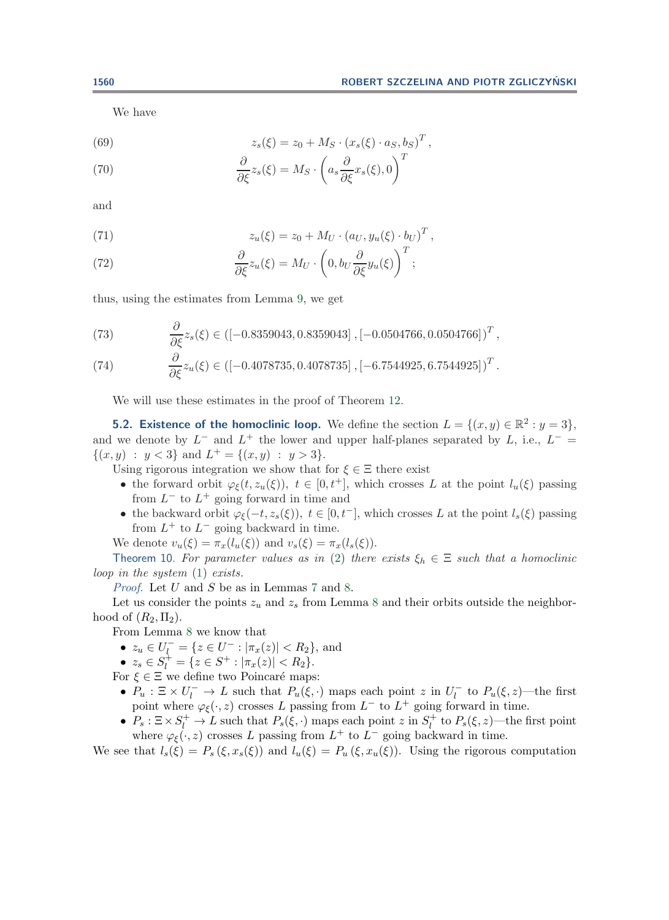We have

$$z_s(\xi) = z_0 + M_S \cdot (x_s(\xi) \cdot a_S, b_S)^T, \tag{69}$$

$$\frac{\partial}{\partial \xi} z_s(\xi) = M_S \cdot \left( a_s \frac{\partial}{\partial \xi} x_s(\xi), 0 \right)^T \tag{70}$$

and

$$z_u(\xi) = z_0 + M_U \cdot (a_U, y_u(\xi) \cdot b_U)^T, \tag{71}$$

$$\frac{\partial}{\partial \xi} z_u(\xi) = M_U \cdot \left( 0, b_U \frac{\partial}{\partial \xi} y_u(\xi) \right)^T; \tag{72}$$

thus, using the estimates from Lemma 9, we get

$$\frac{\partial}{\partial \xi} z_s(\xi) \in ([-0.8359043, 0.8359043], [-0.0504766, 0.0504766])^T, \tag{73}$$

$$\frac{\partial}{\partial \xi} z_u(\xi) \in ([-0.4078735, 0.4078735], [-6.7544925, 6.7544925])^T. \tag{74}$$

We will use these estimates in the proof of Theorem 12.

**5.2. Existence of the homoclinic loop.** We define the section $L = \{(x, y) \in \mathbb{R}^2 : y = 3\}$, and we denote by $L^-$ and $L^+$ the lower and upper half-planes separated by $L$, i.e., $L^- = \{(x, y) \ : \ y < 3\}$ and $L^+ = \{(x, y) \ : \ y > 3\}$.

Using rigorous integration we show that for $\xi \in \Xi$ there exist

- the forward orbit $\varphi_\xi(t, z_u(\xi))$, $t \in [0, t^+]$, which crosses $L$ at the point $l_u(\xi)$ passing from $L^-$ to $L^+$ going forward in time and
- the backward orbit $\varphi_\xi(-t, z_s(\xi))$, $t \in [0, t^-]$, which crosses $L$ at the point $l_s(\xi)$ passing from $L^+$ to $L^-$ going backward in time.

We denote $v_u(\xi) = \pi_x(l_u(\xi))$ and $v_s(\xi) = \pi_x(l_s(\xi))$.

Theorem 10. *For parameter values as in (2) there exists $\xi_h \in \Xi$ such that a homoclinic loop in the system (1) exists.*

*Proof.* Let $U$ and $S$ be as in Lemmas 7 and 8.

Let us consider the points $z_u$ and $z_s$ from Lemma 8 and their orbits outside the neighborhood of $(R_2, \Pi_2)$.

From Lemma 8 we know that

- $z_u \in U_l^- = \{z \in U^- : |\pi_x(z)| < R_2\}$, and
- $z_s \in S_l^+ = \{z \in S^+ : |\pi_x(z)| < R_2\}$.

For $\xi \in \Xi$ we define two Poincaré maps:

- $P_u : \Xi \times U_l^- \to L$ such that $P_u(\xi, \cdot)$ maps each point $z$ in $U_l^-$ to $P_u(\xi, z)$—the first point where $\varphi_\xi(\cdot, z)$ crosses $L$ passing from $L^-$ to $L^+$ going forward in time.
- $P_s : \Xi \times S_l^+ \to L$ such that $P_s(\xi, \cdot)$ maps each point $z$ in $S_l^+$ to $P_s(\xi, z)$—the first point where $\varphi_\xi(\cdot, z)$ crosses $L$ passing from $L^+$ to $L^-$ going backward in time.

We see that $l_s(\xi) = P_s(\xi, x_s(\xi))$ and $l_u(\xi) = P_u(\xi, x_u(\xi))$. Using the rigorous computation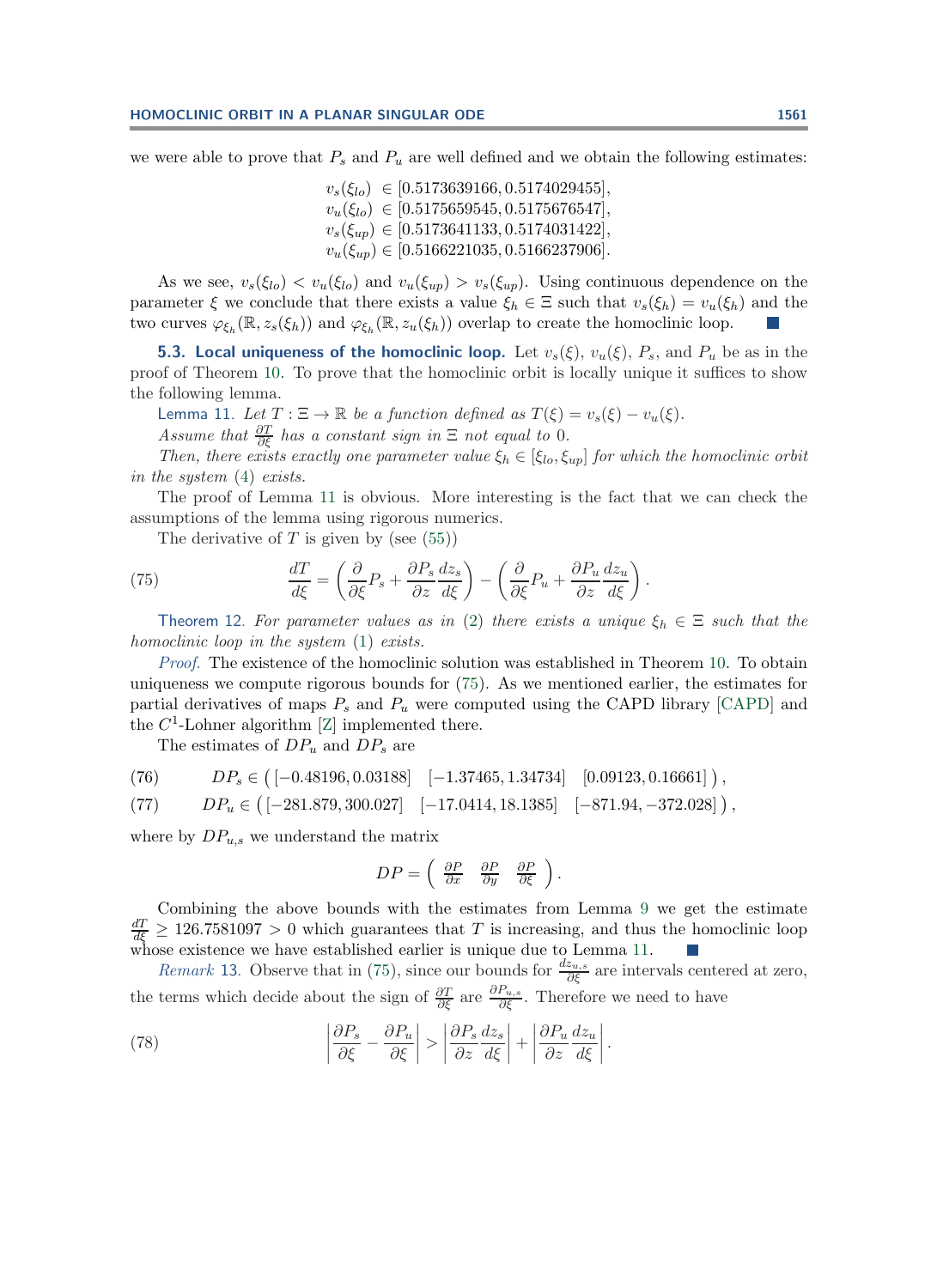we were able to prove that $P_s$ and $P_u$ are well defined and we obtain the following estimates:

$$
\begin{aligned}
v_s(\xi_{lo}) &\in [0.5173639166, 0.5174029455],\\
v_u(\xi_{lo}) &\in [0.5175659545, 0.5175676547],\\
v_s(\xi_{up}) &\in [0.5173641133, 0.5174031422],\\
v_u(\xi_{up}) &\in [0.5166221035, 0.5166237906].
\end{aligned}
$$

As we see, $v_s(\xi_{lo}) < v_u(\xi_{lo})$ and $v_u(\xi_{up}) > v_s(\xi_{up})$. Using continuous dependence on the parameter $\xi$ we conclude that there exists a value $\xi_h \in \Xi$ such that $v_s(\xi_h) = v_u(\xi_h)$ and the two curves $\varphi_{\xi_h}(\mathbb{R}, z_s(\xi_h))$ and $\varphi_{\xi_h}(\mathbb{R}, z_u(\xi_h))$ overlap to create the homoclinic loop. ∎

### 5.3. Local uniqueness of the homoclinic loop.

Let $v_s(\xi)$, $v_u(\xi)$, $P_s$, and $P_u$ be as in the proof of Theorem 10. To prove that the homoclinic orbit is locally unique it suffices to show the following lemma.

Lemma 11. *Let $T : \Xi \to \mathbb{R}$ be a function defined as $T(\xi) = v_s(\xi) - v_u(\xi)$.*

*Assume that $\frac{\partial T}{\partial \xi}$ has a constant sign in $\Xi$ not equal to 0.*

*Then, there exists exactly one parameter value $\xi_h \in [\xi_{lo}, \xi_{up}]$ for which the homoclinic orbit in the system (4) exists.*

The proof of Lemma 11 is obvious. More interesting is the fact that we can check the assumptions of the lemma using rigorous numerics.

The derivative of $T$ is given by (see (55))

$$
\frac{dT}{d\xi} = \left(\frac{\partial}{\partial \xi}P_s + \frac{\partial P_s}{\partial z}\frac{dz_s}{d\xi}\right) - \left(\frac{\partial}{\partial \xi}P_u + \frac{\partial P_u}{\partial z}\frac{dz_u}{d\xi}\right). \tag{75}
$$

Theorem 12. *For parameter values as in (2) there exists a unique $\xi_h \in \Xi$ such that the homoclinic loop in the system (1) exists.*

*Proof.* The existence of the homoclinic solution was established in Theorem 10. To obtain uniqueness we compute rigorous bounds for (75). As we mentioned earlier, the estimates for partial derivatives of maps $P_s$ and $P_u$ were computed using the CAPD library [CAPD] and the $C^1$-Lohner algorithm [Z] implemented there.

The estimates of $DP_u$ and $DP_s$ are

$$
DP_s \in \left( [-0.48196, 0.03188] \quad [-1.37465, 1.34734] \quad [0.09123, 0.16661] \right), \tag{76}
$$

$$
DP_u \in \left( [-281.879, 300.027] \quad [-17.0414, 18.1385] \quad [-871.94, -372.028] \right), \tag{77}
$$

where by $DP_{u,s}$ we understand the matrix

$$
DP = \begin{pmatrix} \frac{\partial P}{\partial x} & \frac{\partial P}{\partial y} & \frac{\partial P}{\partial \xi} \end{pmatrix}.
$$

Combining the above bounds with the estimates from Lemma 9 we get the estimate $\frac{dT}{d\xi} \geq 126.7581097 > 0$ which guarantees that $T$ is increasing, and thus the homoclinic loop whose existence we have established earlier is unique due to Lemma 11. ∎

*Remark* 13. Observe that in (75), since our bounds for $\frac{dz_{u,s}}{d\xi}$ are intervals centered at zero, the terms which decide about the sign of $\frac{\partial T}{\partial \xi}$ are $\frac{\partial P_{u,s}}{\partial \xi}$. Therefore we need to have

$$
\left|\frac{\partial P_s}{\partial \xi} - \frac{\partial P_u}{\partial \xi}\right| > \left|\frac{\partial P_s}{\partial z}\frac{dz_s}{d\xi}\right| + \left|\frac{\partial P_u}{\partial z}\frac{dz_u}{d\xi}\right|. \tag{78}
$$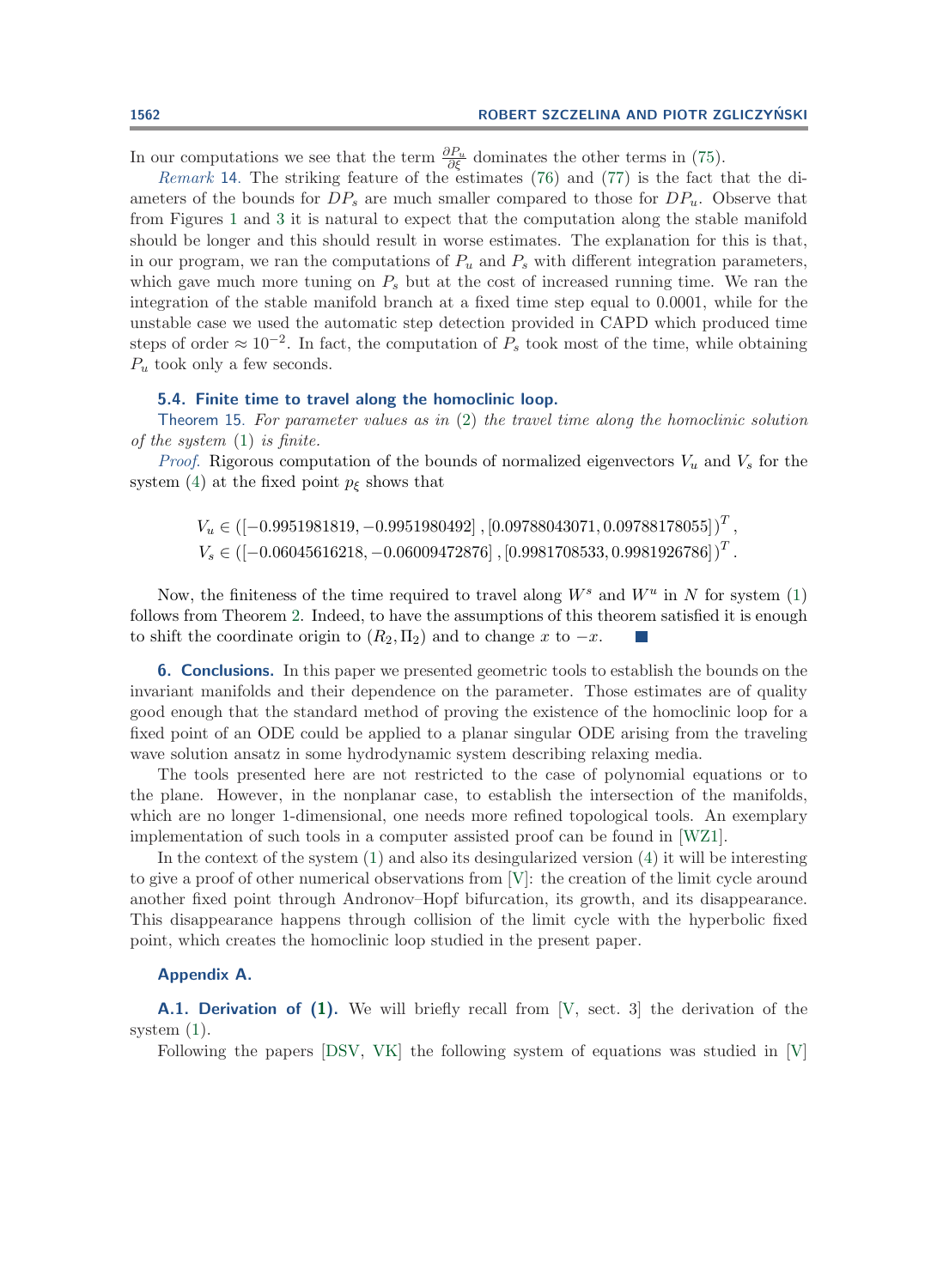In our computations we see that the term $\frac{\partial P_u}{\partial \xi}$ dominates the other terms in (75).

*Remark* 14. The striking feature of the estimates (76) and (77) is the fact that the diameters of the bounds for $DP_s$ are much smaller compared to those for $DP_u$. Observe that from Figures 1 and 3 it is natural to expect that the computation along the stable manifold should be longer and this should result in worse estimates. The explanation for this is that, in our program, we ran the computations of $P_u$ and $P_s$ with different integration parameters, which gave much more tuning on $P_s$ but at the cost of increased running time. We ran the integration of the stable manifold branch at a fixed time step equal to 0.0001, while for the unstable case we used the automatic step detection provided in CAPD which produced time steps of order $\approx 10^{-2}$. In fact, the computation of $P_s$ took most of the time, while obtaining $P_u$ took only a few seconds.

### 5.4. Finite time to travel along the homoclinic loop.

Theorem 15. *For parameter values as in* (2) *the travel time along the homoclinic solution of the system* (1) *is finite.*

*Proof.* Rigorous computation of the bounds of normalized eigenvectors $V_u$ and $V_s$ for the system (4) at the fixed point $p_\xi$ shows that

$$V_u \in \left([-0.9951981819, -0.9951980492]\,, [0.09788043071, 0.09788178055]\right)^T,$$
$$V_s \in \left([-0.06045616218, -0.06009472876]\,, [0.9981708533, 0.9981926786]\right)^T.$$

Now, the finiteness of the time required to travel along $W^s$ and $W^u$ in $N$ for system (1) follows from Theorem 2. Indeed, to have the assumptions of this theorem satisfied it is enough to shift the coordinate origin to $(R_2, \Pi_2)$ and to change $x$ to $-x$. ∎

## 6. Conclusions.

In this paper we presented geometric tools to establish the bounds on the invariant manifolds and their dependence on the parameter. Those estimates are of quality good enough that the standard method of proving the existence of the homoclinic loop for a fixed point of an ODE could be applied to a planar singular ODE arising from the traveling wave solution ansatz in some hydrodynamic system describing relaxing media.

The tools presented here are not restricted to the case of polynomial equations or to the plane. However, in the nonplanar case, to establish the intersection of the manifolds, which are no longer 1-dimensional, one needs more refined topological tools. An exemplary implementation of such tools in a computer assisted proof can be found in [WZ1].

In the context of the system (1) and also its desingularized version (4) it will be interesting to give a proof of other numerical observations from [V]: the creation of the limit cycle around another fixed point through Andronov–Hopf bifurcation, its growth, and its disappearance. This disappearance happens through collision of the limit cycle with the hyperbolic fixed point, which creates the homoclinic loop studied in the present paper.

## Appendix A.

### A.1. Derivation of (1).

We will briefly recall from [V, sect. 3] the derivation of the system (1).

Following the papers [DSV, VK] the following system of equations was studied in [V]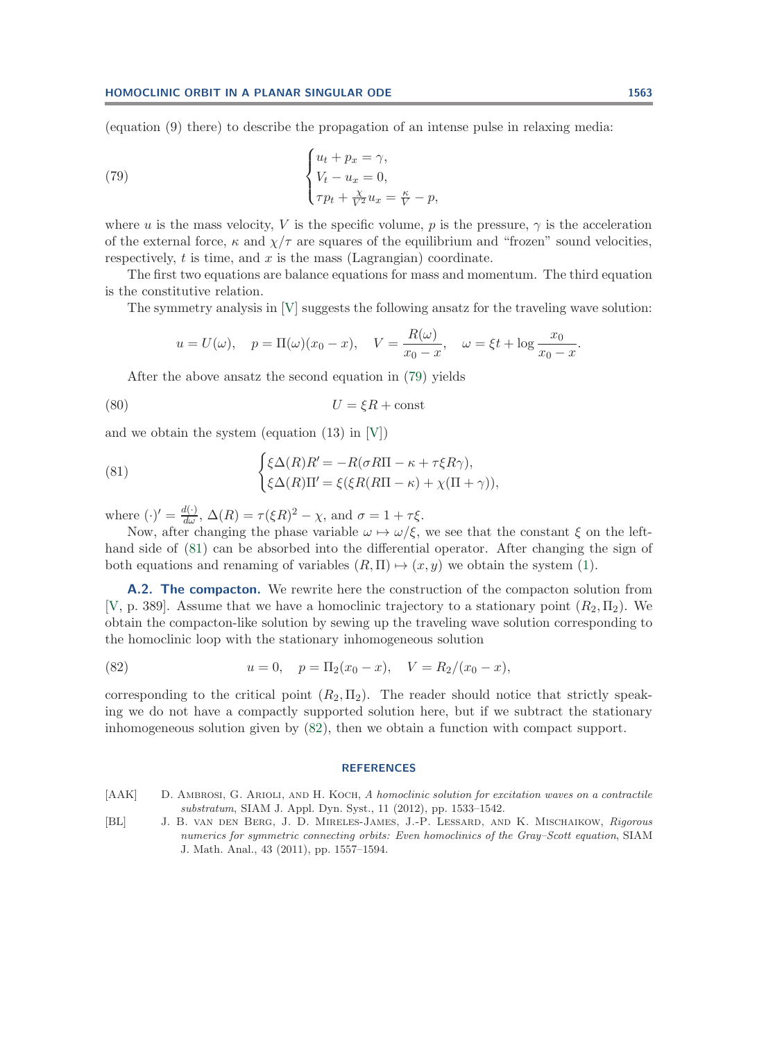(equation (9) there) to describe the propagation of an intense pulse in relaxing media:

$$
\begin{cases} u_t + p_x = \gamma, \\ V_t - u_x = 0, \\ \tau p_t + \frac{\chi}{V^2} u_x = \frac{\kappa}{V} - p, \end{cases} \tag{79}
$$

where $u$ is the mass velocity, $V$ is the specific volume, $p$ is the pressure, $\gamma$ is the acceleration of the external force, $\kappa$ and $\chi/\tau$ are squares of the equilibrium and "frozen" sound velocities, respectively, $t$ is time, and $x$ is the mass (Lagrangian) coordinate.

The first two equations are balance equations for mass and momentum. The third equation is the constitutive relation.

The symmetry analysis in [V] suggests the following ansatz for the traveling wave solution:

$$
u = U(\omega), \quad p = \Pi(\omega)(x_0 - x), \quad V = \frac{R(\omega)}{x_0 - x}, \quad \omega = \xi t + \log \frac{x_0}{x_0 - x}.
$$

After the above ansatz the second equation in (79) yields

$$
U = \xi R + \text{const} \tag{80}
$$

and we obtain the system (equation (13) in [V])

$$
\begin{cases} \xi \Delta(R) R' = -R(\sigma R \Pi - \kappa + \tau \xi R \gamma), \\ \xi \Delta(R) \Pi' = \xi(\xi R(R\Pi - \kappa) + \chi(\Pi + \gamma)), \end{cases} \tag{81}
$$

where $(\cdot)' = \frac{d(\cdot)}{d\omega}$, $\Delta(R) = \tau(\xi R)^2 - \chi$, and $\sigma = 1 + \tau\xi$.

Now, after changing the phase variable $\omega \mapsto \omega/\xi$, we see that the constant $\xi$ on the left-hand side of (81) can be absorbed into the differential operator. After changing the sign of both equations and renaming of variables $(R, \Pi) \mapsto (x, y)$ we obtain the system (1).

**A.2. The compacton.** We rewrite here the construction of the compacton solution from [V, p. 389]. Assume that we have a homoclinic trajectory to a stationary point $(R_2, \Pi_2)$. We obtain the compacton-like solution by sewing up the traveling wave solution corresponding to the homoclinic loop with the stationary inhomogeneous solution

$$
u = 0, \quad p = \Pi_2(x_0 - x), \quad V = R_2/(x_0 - x), \tag{82}
$$

corresponding to the critical point $(R_2, \Pi_2)$. The reader should notice that strictly speaking we do not have a compactly supported solution here, but if we subtract the stationary inhomogeneous solution given by (82), then we obtain a function with compact support.

## REFERENCES

[AAK] D. Ambrosi, G. Arioli, and H. Koch, *A homoclinic solution for excitation waves on a contractile substratum*, SIAM J. Appl. Dyn. Syst., 11 (2012), pp. 1533–1542.

[BL] J. B. van den Berg, J. D. Mireles-James, J.-P. Lessard, and K. Mischaikow, *Rigorous numerics for symmetric connecting orbits: Even homoclinics of the Gray–Scott equation*, SIAM J. Math. Anal., 43 (2011), pp. 1557–1594.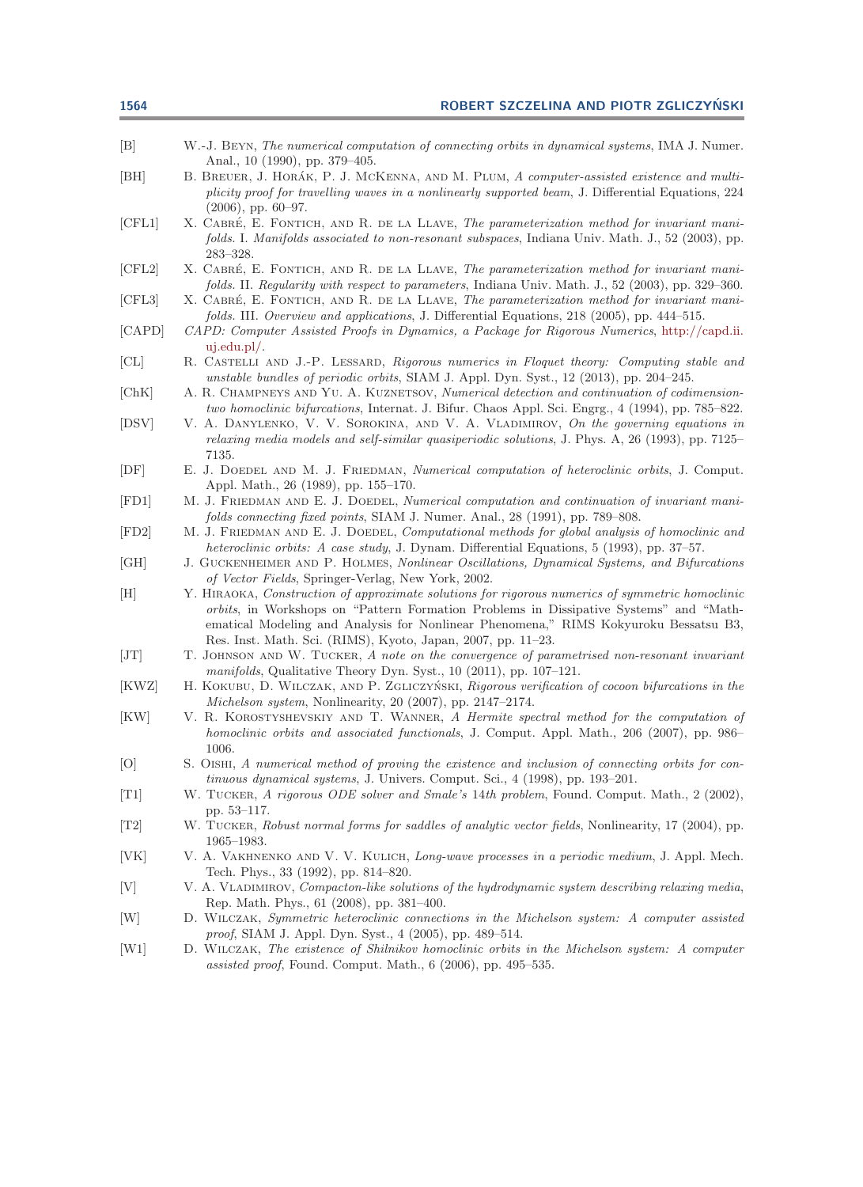[B] W.-J. Beyn, *The numerical computation of connecting orbits in dynamical systems*, IMA J. Numer. Anal., 10 (1990), pp. 379–405.

[BH] B. Breuer, J. Horák, P. J. McKenna, and M. Plum, *A computer-assisted existence and multiplicity proof for travelling waves in a nonlinearly supported beam*, J. Differential Equations, 224 (2006), pp. 60–97.

[CFL1] X. Cabré, E. Fontich, and R. de la Llave, *The parameterization method for invariant manifolds*. I. *Manifolds associated to non-resonant subspaces*, Indiana Univ. Math. J., 52 (2003), pp. 283–328.

[CFL2] X. Cabré, E. Fontich, and R. de la Llave, *The parameterization method for invariant manifolds*. II. *Regularity with respect to parameters*, Indiana Univ. Math. J., 52 (2003), pp. 329–360.

[CFL3] X. Cabré, E. Fontich, and R. de la Llave, *The parameterization method for invariant manifolds*. III. *Overview and applications*, J. Differential Equations, 218 (2005), pp. 444–515.

[CAPD] *CAPD: Computer Assisted Proofs in Dynamics, a Package for Rigorous Numerics*, http://capd.ii.uj.edu.pl/.

[CL] R. Castelli and J.-P. Lessard, *Rigorous numerics in Floquet theory: Computing stable and unstable bundles of periodic orbits*, SIAM J. Appl. Dyn. Syst., 12 (2013), pp. 204–245.

[ChK] A. R. Champneys and Yu. A. Kuznetsov, *Numerical detection and continuation of codimension-two homoclinic bifurcations*, Internat. J. Bifur. Chaos Appl. Sci. Engrg., 4 (1994), pp. 785–822.

[DSV] V. A. Danylenko, V. V. Sorokina, and V. A. Vladimirov, *On the governing equations in relaxing media models and self-similar quasiperiodic solutions*, J. Phys. A, 26 (1993), pp. 7125–7135.

[DF] E. J. Doedel and M. J. Friedman, *Numerical computation of heteroclinic orbits*, J. Comput. Appl. Math., 26 (1989), pp. 155–170.

[FD1] M. J. Friedman and E. J. Doedel, *Numerical computation and continuation of invariant manifolds connecting fixed points*, SIAM J. Numer. Anal., 28 (1991), pp. 789–808.

[FD2] M. J. Friedman and E. J. Doedel, *Computational methods for global analysis of homoclinic and heteroclinic orbits: A case study*, J. Dynam. Differential Equations, 5 (1993), pp. 37–57.

[GH] J. Guckenheimer and P. Holmes, *Nonlinear Oscillations, Dynamical Systems, and Bifurcations of Vector Fields*, Springer-Verlag, New York, 2002.

[H] Y. Hiraoka, *Construction of approximate solutions for rigorous numerics of symmetric homoclinic orbits*, in Workshops on "Pattern Formation Problems in Dissipative Systems" and "Mathematical Modeling and Analysis for Nonlinear Phenomena," RIMS Kokyuroku Bessatsu B3, Res. Inst. Math. Sci. (RIMS), Kyoto, Japan, 2007, pp. 11–23.

[JT] T. Johnson and W. Tucker, *A note on the convergence of parametrised non-resonant invariant manifolds*, Qualitative Theory Dyn. Syst., 10 (2011), pp. 107–121.

[KWZ] H. Kokubu, D. Wilczak, and P. Zgliczyński, *Rigorous verification of cocoon bifurcations in the Michelson system*, Nonlinearity, 20 (2007), pp. 2147–2174.

[KW] V. R. Korostyshevskiy and T. Wanner, *A Hermite spectral method for the computation of homoclinic orbits and associated functionals*, J. Comput. Appl. Math., 206 (2007), pp. 986–1006.

[O] S. Oishi, *A numerical method of proving the existence and inclusion of connecting orbits for continuous dynamical systems*, J. Univers. Comput. Sci., 4 (1998), pp. 193–201.

[T1] W. Tucker, *A rigorous ODE solver and Smale's* 14*th problem*, Found. Comput. Math., 2 (2002), pp. 53–117.

[T2] W. Tucker, *Robust normal forms for saddles of analytic vector fields*, Nonlinearity, 17 (2004), pp. 1965–1983.

[VK] V. A. Vakhnenko and V. V. Kulich, *Long-wave processes in a periodic medium*, J. Appl. Mech. Tech. Phys., 33 (1992), pp. 814–820.

[V] V. A. Vladimirov, *Compacton-like solutions of the hydrodynamic system describing relaxing media*, Rep. Math. Phys., 61 (2008), pp. 381–400.

[W] D. Wilczak, *Symmetric heteroclinic connections in the Michelson system: A computer assisted proof*, SIAM J. Appl. Dyn. Syst., 4 (2005), pp. 489–514.

[W1] D. Wilczak, *The existence of Shilnikov homoclinic orbits in the Michelson system: A computer assisted proof*, Found. Comput. Math., 6 (2006), pp. 495–535.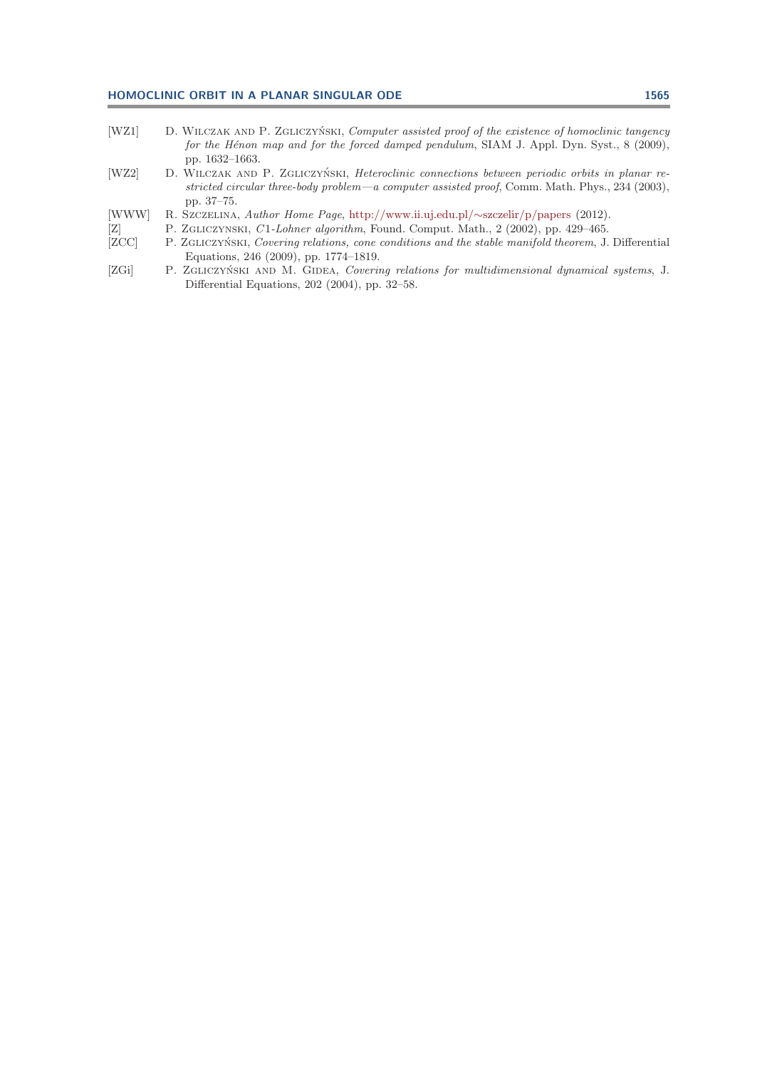[WZ1] D. Wilczak and P. Zgliczyński, *Computer assisted proof of the existence of homoclinic tangency for the Hénon map and for the forced damped pendulum*, SIAM J. Appl. Dyn. Syst., 8 (2009), pp. 1632–1663.

[WZ2] D. Wilczak and P. Zgliczyński, *Heteroclinic connections between periodic orbits in planar restricted circular three-body problem—a computer assisted proof*, Comm. Math. Phys., 234 (2003), pp. 37–75.

[WWW] R. Szczelina, *Author Home Page*, http://www.ii.uj.edu.pl/∼szczelir/p/papers (2012).

[Z] P. Zgliczynski, *C1-Lohner algorithm*, Found. Comput. Math., 2 (2002), pp. 429–465.

[ZCC] P. Zgliczyński, *Covering relations, cone conditions and the stable manifold theorem*, J. Differential Equations, 246 (2009), pp. 1774–1819.

[ZGi] P. Zgliczyński and M. Gidea, *Covering relations for multidimensional dynamical systems*, J. Differential Equations, 202 (2004), pp. 32–58.